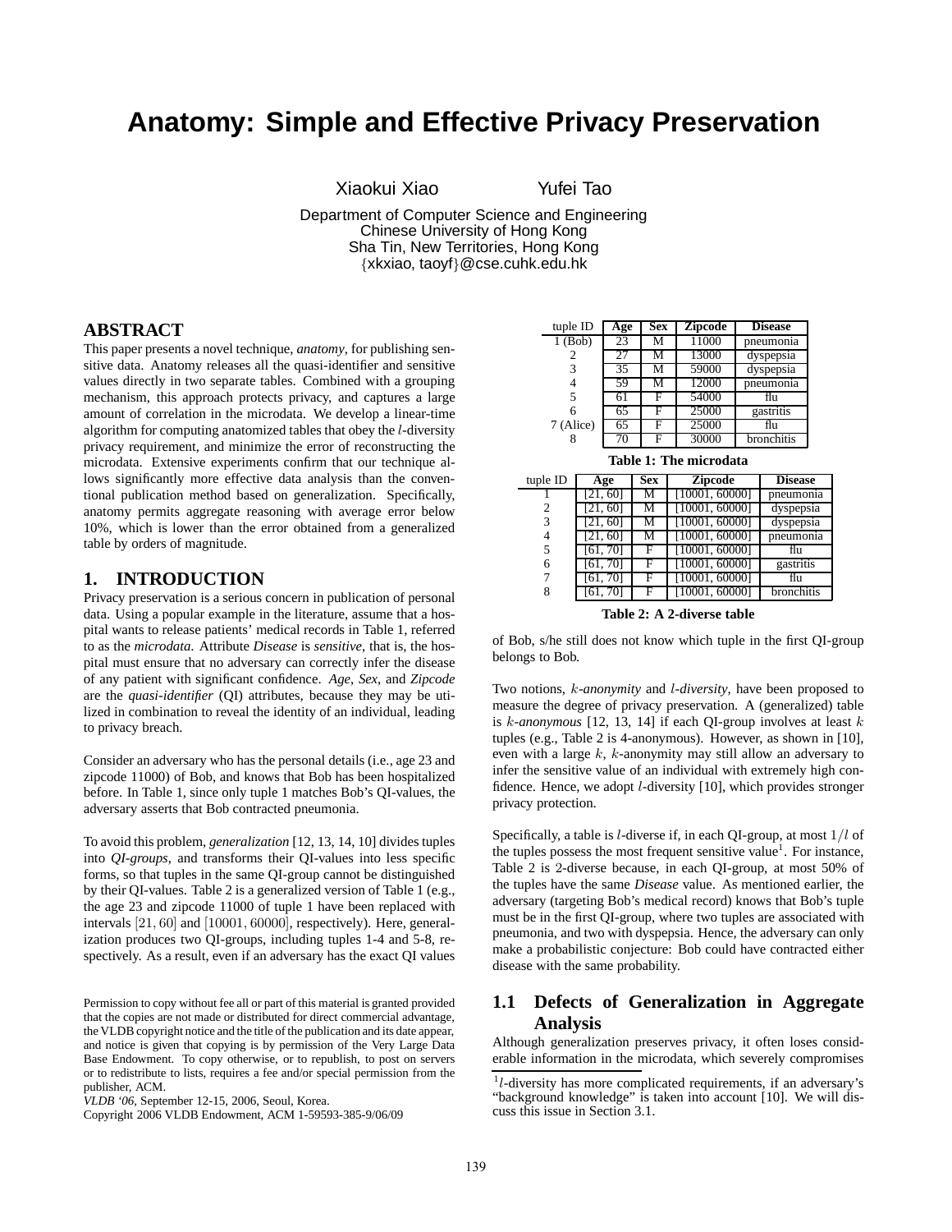# Anatomy: Simple and Effective Privacy Preservation

Xiaokui Xiao Yufei Tao

Department of Computer Science and Engineering
Chinese University of Hong Kong
Sha Tin, New Territories, Hong Kong
{xkxiao, taoyf}@cse.cuhk.edu.hk

## ABSTRACT

This paper presents a novel technique, *anatomy*, for publishing sensitive data. Anatomy releases all the quasi-identifier and sensitive values directly in two separate tables. Combined with a grouping mechanism, this approach protects privacy, and captures a large amount of correlation in the microdata. We develop a linear-time algorithm for computing anatomized tables that obey the $l$-diversity privacy requirement, and minimize the error of reconstructing the microdata. Extensive experiments confirm that our technique allows significantly more effective data analysis than the conventional publication method based on generalization. Specifically, anatomy permits aggregate reasoning with average error below 10%, which is lower than the error obtained from a generalized table by orders of magnitude.

## 1. INTRODUCTION

Privacy preservation is a serious concern in publication of personal data. Using a popular example in the literature, assume that a hospital wants to release patients' medical records in Table 1, referred to as the *microdata*. Attribute *Disease* is *sensitive*, that is, the hospital must ensure that no adversary can correctly infer the disease of any patient with significant confidence. *Age*, *Sex*, and *Zipcode* are the *quasi-identifier* (QI) attributes, because they may be utilized in combination to reveal the identity of an individual, leading to privacy breach.

Consider an adversary who has the personal details (i.e., age 23 and zipcode 11000) of Bob, and knows that Bob has been hospitalized before. In Table 1, since only tuple 1 matches Bob's QI-values, the adversary asserts that Bob contracted pneumonia.

To avoid this problem, *generalization* [12, 13, 14, 10] divides tuples into *QI-groups*, and transforms their QI-values into less specific forms, so that tuples in the same QI-group cannot be distinguished by their QI-values. Table 2 is a generalized version of Table 1 (e.g., the age 23 and zipcode 11000 of tuple 1 have been replaced with intervals $[21, 60]$ and $[10001, 60000]$, respectively). Here, generalization produces two QI-groups, including tuples 1-4 and 5-8, respectively. As a result, even if an adversary has the exact QI values of Bob, s/he still does not know which tuple in the first QI-group belongs to Bob.

| tuple ID | Age | Sex | Zipcode | Disease |
|---|---|---|---|---|
| 1 (Bob) | 23 | M | 11000 | pneumonia |
| 2 | 27 | M | 13000 | dyspepsia |
| 3 | 35 | M | 59000 | dyspepsia |
| 4 | 59 | M | 12000 | pneumonia |
| 5 | 61 | F | 54000 | flu |
| 6 | 65 | F | 25000 | gastritis |
| 7 (Alice) | 65 | F | 25000 | flu |
| 8 | 70 | F | 30000 | bronchitis |

**Table 1: The microdata**

| tuple ID | Age | Sex | Zipcode | Disease |
|---|---|---|---|---|
| 1 | [21, 60] | M | [10001, 60000] | pneumonia |
| 2 | [21, 60] | M | [10001, 60000] | dyspepsia |
| 3 | [21, 60] | M | [10001, 60000] | dyspepsia |
| 4 | [21, 60] | M | [10001, 60000] | pneumonia |
| 5 | [61, 70] | F | [10001, 60000] | flu |
| 6 | [61, 70] | F | [10001, 60000] | gastritis |
| 7 | [61, 70] | F | [10001, 60000] | flu |
| 8 | [61, 70] | F | [10001, 60000] | bronchitis |

**Table 2: A 2-diverse table**

Two notions, $k$-*anonymity* and $l$-*diversity*, have been proposed to measure the degree of privacy preservation. A (generalized) table is $k$-*anonymous* [12, 13, 14] if each QI-group involves at least $k$ tuples (e.g., Table 2 is 4-anonymous). However, as shown in [10], even with a large $k$, $k$-anonymity may still allow an adversary to infer the sensitive value of an individual with extremely high confidence. Hence, we adopt $l$-diversity [10], which provides stronger privacy protection.

Specifically, a table is $l$-diverse if, in each QI-group, at most $1/l$ of the tuples possess the most frequent sensitive value[1]. For instance, Table 2 is 2-diverse because, in each QI-group, at most 50% of the tuples have the same *Disease* value. As mentioned earlier, the adversary (targeting Bob's medical record) knows that Bob's tuple must be in the first QI-group, where two tuples are associated with pneumonia, and two with dyspepsia. Hence, the adversary can only make a probabilistic conjecture: Bob could have contracted either disease with the same probability.

### 1.1 Defects of Generalization in Aggregate Analysis

Although generalization preserves privacy, it often loses considerable information in the microdata, which severely compromises

[1] $l$-diversity has more complicated requirements, if an adversary's "background knowledge" is taken into account [10]. We will discuss this issue in Section 3.1.

Permission to copy without fee all or part of this material is granted provided that the copies are not made or distributed for direct commercial advantage, the VLDB copyright notice and the title of the publication and its date appear, and notice is given that copying is by permission of the Very Large Data Base Endowment. To copy otherwise, or to republish, to post on servers or to redistribute to lists, requires a fee and/or special permission from the publisher, ACM.
*VLDB '06*, September 12-15, 2006, Seoul, Korea.
Copyright 2006 VLDB Endowment, ACM 1-59593-385-9/06/09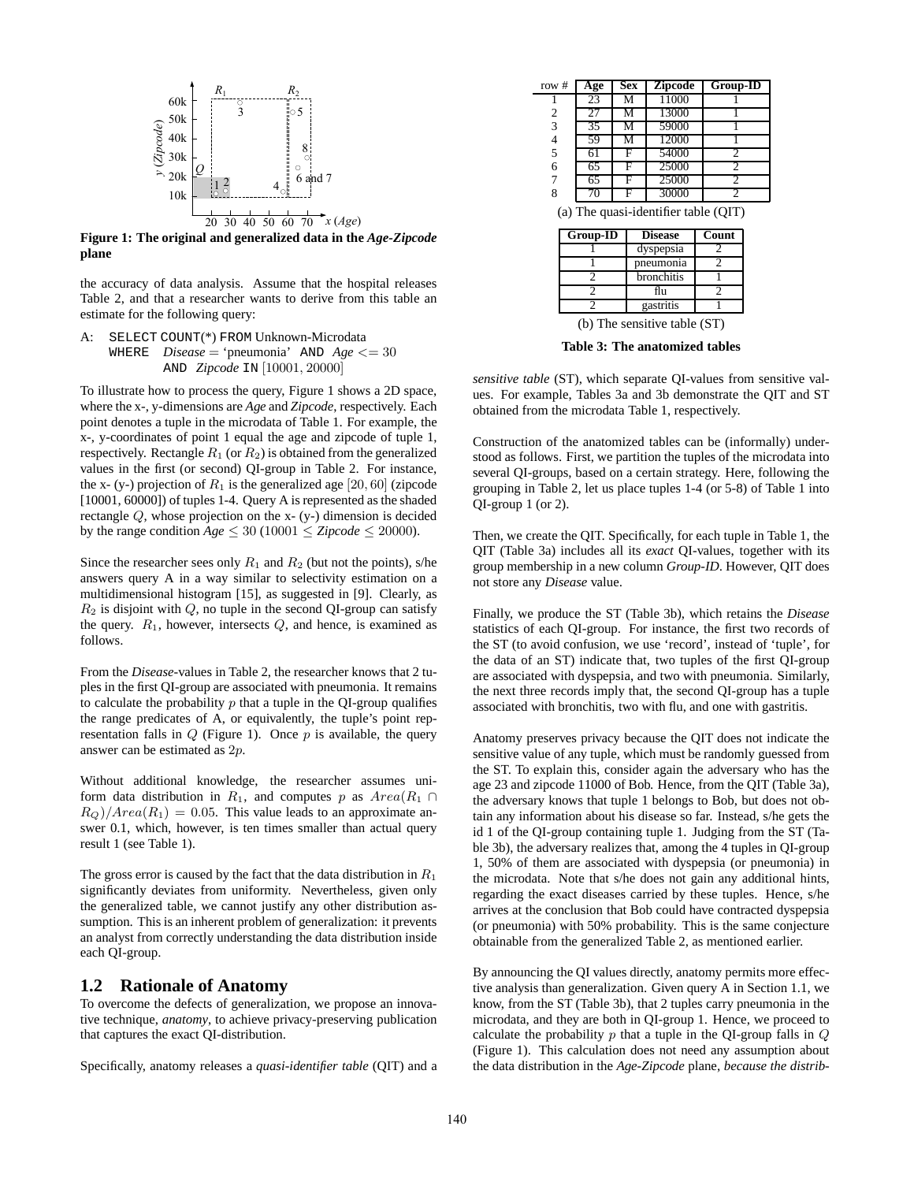**Figure 1: The original and generalized data in the *Age-Zipcode* plane**

the accuracy of data analysis. Assume that the hospital releases Table 2, and that a researcher wants to derive from this table an estimate for the following query:

A: SELECT COUNT(*) FROM Unknown-Microdata
   WHERE *Disease* = 'pneumonia' AND *Age* $<= 30$
   AND *Zipcode* IN $[10001, 20000]$

To illustrate how to process the query, Figure 1 shows a 2D space, where the x-, y-dimensions are *Age* and *Zipcode*, respectively. Each point denotes a tuple in the microdata of Table 1. For example, the x-, y-coordinates of point 1 equal the age and zipcode of tuple 1, respectively. Rectangle $R_1$ (or $R_2$) is obtained from the generalized values in the first (or second) QI-group in Table 2. For instance, the x- (y-) projection of $R_1$ is the generalized age $[20, 60]$ (zipcode [10001, 60000]) of tuples 1-4. Query A is represented as the shaded rectangle $Q$, whose projection on the x- (y-) dimension is decided by the range condition $Age \leq 30$ ($10001 \leq Zipcode \leq 20000$).

Since the researcher sees only $R_1$ and $R_2$ (but not the points), s/he answers query A in a way similar to selectivity estimation on a multidimensional histogram [15], as suggested in [9]. Clearly, as $R_2$ is disjoint with $Q$, no tuple in the second QI-group can satisfy the query. $R_1$, however, intersects $Q$, and hence, is examined as follows.

From the *Disease*-values in Table 2, the researcher knows that 2 tuples in the first QI-group are associated with pneumonia. It remains to calculate the probability $p$ that a tuple in the QI-group qualifies the range predicates of A, or equivalently, the tuple's point representation falls in $Q$ (Figure 1). Once $p$ is available, the query answer can be estimated as $2p$.

Without additional knowledge, the researcher assumes uniform data distribution in $R_1$, and computes $p$ as $Area(R_1 \cap R_Q)/Area(R_1) = 0.05$. This value leads to an approximate answer 0.1, which, however, is ten times smaller than actual query result 1 (see Table 1).

The gross error is caused by the fact that the data distribution in $R_1$ significantly deviates from uniformity. Nevertheless, given only the generalized table, we cannot justify any other distribution assumption. This is an inherent problem of generalization: it prevents an analyst from correctly understanding the data distribution inside each QI-group.

## 1.2 Rationale of Anatomy

To overcome the defects of generalization, we propose an innovative technique, *anatomy*, to achieve privacy-preserving publication that captures the exact QI-distribution.

Specifically, anatomy releases a *quasi-identifier table* (QIT) and a *sensitive table* (ST), which separate QI-values from sensitive values. For example, Tables 3a and 3b demonstrate the QIT and ST obtained from the microdata Table 1, respectively.

| row # | Age | Sex | Zipcode | Group-ID |
|---|---|---|---|---|
| 1 | 23 | M | 11000 | 1 |
| 2 | 27 | M | 13000 | 1 |
| 3 | 35 | M | 59000 | 1 |
| 4 | 59 | M | 12000 | 1 |
| 5 | 61 | F | 54000 | 2 |
| 6 | 65 | F | 25000 | 2 |
| 7 | 65 | F | 25000 | 2 |
| 8 | 70 | F | 30000 | 2 |

(a) The quasi-identifier table (QIT)

| Group-ID | Disease | Count |
|---|---|---|
| 1 | dyspepsia | 2 |
| 1 | pneumonia | 2 |
| 2 | bronchitis | 1 |
| 2 | flu | 2 |
| 2 | gastritis | 1 |

(b) The sensitive table (ST)

**Table 3: The anatomized tables**

Construction of the anatomized tables can be (informally) understood as follows. First, we partition the tuples of the microdata into several QI-groups, based on a certain strategy. Here, following the grouping in Table 2, let us place tuples 1-4 (or 5-8) of Table 1 into QI-group 1 (or 2).

Then, we create the QIT. Specifically, for each tuple in Table 1, the QIT (Table 3a) includes all its *exact* QI-values, together with its group membership in a new column *Group-ID*. However, QIT does not store any *Disease* value.

Finally, we produce the ST (Table 3b), which retains the *Disease* statistics of each QI-group. For instance, the first two records of the ST (to avoid confusion, we use 'record', instead of 'tuple', for the data of an ST) indicate that, two tuples of the first QI-group are associated with dyspepsia, and two with pneumonia. Similarly, the next three records imply that, the second QI-group has a tuple associated with bronchitis, two with flu, and one with gastritis.

Anatomy preserves privacy because the QIT does not indicate the sensitive value of any tuple, which must be randomly guessed from the ST. To explain this, consider again the adversary who has the age 23 and zipcode 11000 of Bob. Hence, from the QIT (Table 3a), the adversary knows that tuple 1 belongs to Bob, but does not obtain any information about his disease so far. Instead, s/he gets the id 1 of the QI-group containing tuple 1. Judging from the ST (Table 3b), the adversary realizes that, among the 4 tuples in QI-group 1, 50% of them are associated with dyspepsia (or pneumonia) in the microdata. Note that s/he does not gain any additional hints, regarding the exact diseases carried by these tuples. Hence, s/he arrives at the conclusion that Bob could have contracted dyspepsia (or pneumonia) with 50% probability. This is the same conjecture obtainable from the generalized Table 2, as mentioned earlier.

By announcing the QI values directly, anatomy permits more effective analysis than generalization. Given query A in Section 1.1, we know, from the ST (Table 3b), that 2 tuples carry pneumonia in the microdata, and they are both in QI-group 1. Hence, we proceed to calculate the probability $p$ that a tuple in the QI-group falls in $Q$ (Figure 1). This calculation does not need any assumption about the data distribution in the *Age-Zipcode* plane, *because the distrib-*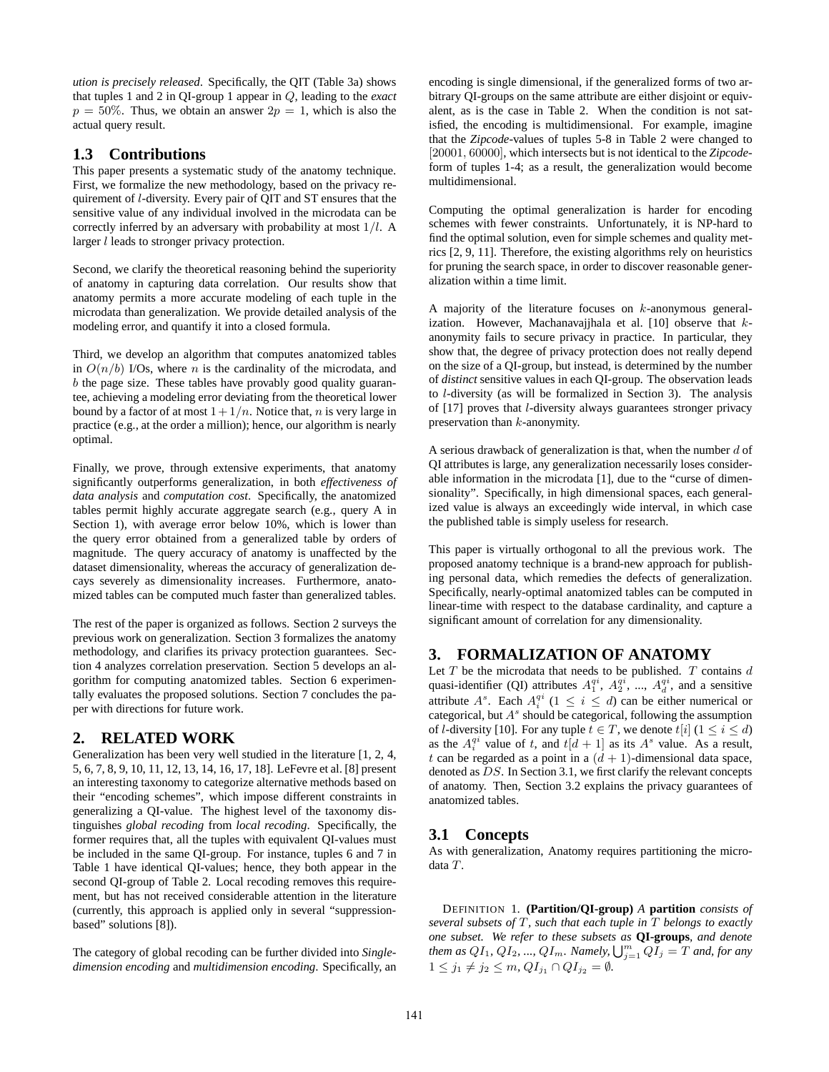*ution is precisely released*. Specifically, the QIT (Table 3a) shows that tuples 1 and 2 in QI-group 1 appear in $Q$, leading to the *exact* $p = 50\%$. Thus, we obtain an answer $2p = 1$, which is also the actual query result.

## 1.3 Contributions

This paper presents a systematic study of the anatomy technique. First, we formalize the new methodology, based on the privacy requirement of $l$-diversity. Every pair of QIT and ST ensures that the sensitive value of any individual involved in the microdata can be correctly inferred by an adversary with probability at most $1/l$. A larger $l$ leads to stronger privacy protection.

Second, we clarify the theoretical reasoning behind the superiority of anatomy in capturing data correlation. Our results show that anatomy permits a more accurate modeling of each tuple in the microdata than generalization. We provide detailed analysis of the modeling error, and quantify it into a closed formula.

Third, we develop an algorithm that computes anatomized tables in $O(n/b)$ I/Os, where $n$ is the cardinality of the microdata, and $b$ the page size. These tables have provably good quality guarantee, achieving a modeling error deviating from the theoretical lower bound by a factor of at most $1 + 1/n$. Notice that, $n$ is very large in practice (e.g., at the order a million); hence, our algorithm is nearly optimal.

Finally, we prove, through extensive experiments, that anatomy significantly outperforms generalization, in both *effectiveness of data analysis* and *computation cost*. Specifically, the anatomized tables permit highly accurate aggregate search (e.g., query A in Section 1), with average error below 10%, which is lower than the query error obtained from a generalized table by orders of magnitude. The query accuracy of anatomy is unaffected by the dataset dimensionality, whereas the accuracy of generalization decays severely as dimensionality increases. Furthermore, anatomized tables can be computed much faster than generalized tables.

The rest of the paper is organized as follows. Section 2 surveys the previous work on generalization. Section 3 formalizes the anatomy methodology, and clarifies its privacy protection guarantees. Section 4 analyzes correlation preservation. Section 5 develops an algorithm for computing anatomized tables. Section 6 experimentally evaluates the proposed solutions. Section 7 concludes the paper with directions for future work.

# 2. RELATED WORK

Generalization has been very well studied in the literature [1, 2, 4, 5, 6, 7, 8, 9, 10, 11, 12, 13, 14, 16, 17, 18]. LeFevre et al. [8] present an interesting taxonomy to categorize alternative methods based on their "encoding schemes", which impose different constraints in generalizing a QI-value. The highest level of the taxonomy distinguishes *global recoding* from *local recoding*. Specifically, the former requires that, all the tuples with equivalent QI-values must be included in the same QI-group. For instance, tuples 6 and 7 in Table 1 have identical QI-values; hence, they both appear in the second QI-group of Table 2. Local recoding removes this requirement, but has not received considerable attention in the literature (currently, this approach is applied only in several "suppression-based" solutions [8]).

The category of global recoding can be further divided into *Single-dimension encoding* and *multidimension encoding*. Specifically, an encoding is single dimensional, if the generalized forms of two arbitrary QI-groups on the same attribute are either disjoint or equivalent, as is the case in Table 2. When the condition is not satisfied, the encoding is multidimensional. For example, imagine that the *Zipcode*-values of tuples 5-8 in Table 2 were changed to $[20001, 60000]$, which intersects but is not identical to the *Zipcode*-form of tuples 1-4; as a result, the generalization would become multidimensional.

Computing the optimal generalization is harder for encoding schemes with fewer constraints. Unfortunately, it is NP-hard to find the optimal solution, even for simple schemes and quality metrics [2, 9, 11]. Therefore, the existing algorithms rely on heuristics for pruning the search space, in order to discover reasonable generalization within a time limit.

A majority of the literature focuses on $k$-anonymous generalization. However, Machanavajjhala et al. [10] observe that $k$-anonymity fails to secure privacy in practice. In particular, they show that, the degree of privacy protection does not really depend on the size of a QI-group, but instead, is determined by the number of *distinct* sensitive values in each QI-group. The observation leads to $l$-diversity (as will be formalized in Section 3). The analysis of [17] proves that $l$-diversity always guarantees stronger privacy preservation than $k$-anonymity.

A serious drawback of generalization is that, when the number $d$ of QI attributes is large, any generalization necessarily loses considerable information in the microdata [1], due to the "curse of dimensionality". Specifically, in high dimensional spaces, each generalized value is always an exceedingly wide interval, in which case the published table is simply useless for research.

This paper is virtually orthogonal to all the previous work. The proposed anatomy technique is a brand-new approach for publishing personal data, which remedies the defects of generalization. Specifically, nearly-optimal anatomized tables can be computed in linear-time with respect to the database cardinality, and capture a significant amount of correlation for any dimensionality.

# 3. FORMALIZATION OF ANATOMY

Let $T$ be the microdata that needs to be published. $T$ contains $d$ quasi-identifier (QI) attributes $A_1^{qi}$, $A_2^{qi}$, ..., $A_d^{qi}$, and a sensitive attribute $A^s$. Each $A_i^{qi}$ ($1 \le i \le d$) can be either numerical or categorical, but $A^s$ should be categorical, following the assumption of $l$-diversity [10]. For any tuple $t \in T$, we denote $t[i]$ ($1 \le i \le d$) as the $A_i^{qi}$ value of $t$, and $t[d+1]$ as its $A^s$ value. As a result, $t$ can be regarded as a point in a $(d+1)$-dimensional data space, denoted as $DS$. In Section 3.1, we first clarify the relevant concepts of anatomy. Then, Section 3.2 explains the privacy guarantees of anatomized tables.

## 3.1 Concepts

As with generalization, Anatomy requires partitioning the microdata $T$.

DEFINITION 1. **(Partition/QI-group)** *A* **partition** *consists of several subsets of $T$, such that each tuple in $T$ belongs to exactly one subset. We refer to these subsets as* **QI-groups***, and denote them as $QI_1$, $QI_2$, ..., $QI_m$. Namely, $\bigcup_{j=1}^{m} QI_j = T$ and, for any $1 \le j_1 \ne j_2 \le m$, $QI_{j_1} \cap QI_{j_2} = \emptyset$.*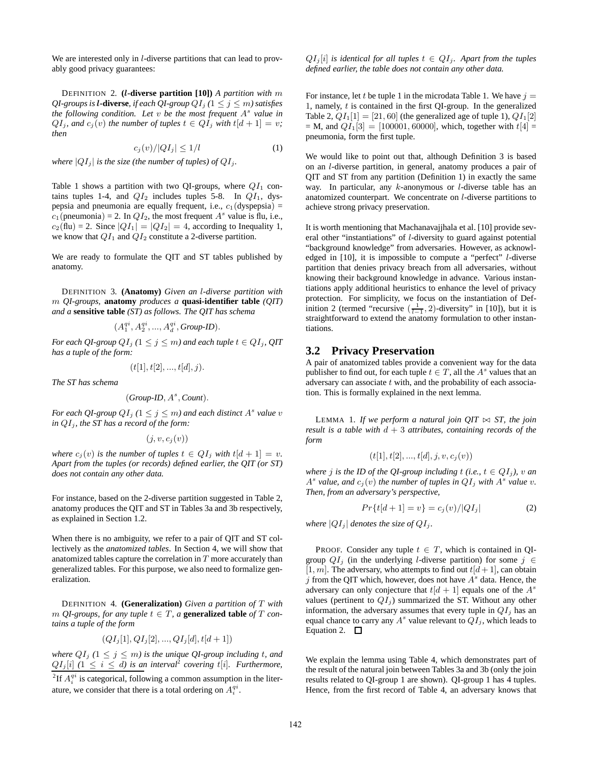We are interested only in $l$-diverse partitions that can lead to provably good privacy guarantees:

DEFINITION 2. **($l$-diverse partition [10])** *A partition with $m$ QI-groups is $l$-**diverse**, if each QI-group $QI_j$ ($1 \leq j \leq m$) satisfies the following condition. Let $v$ be the most frequent $A^s$ value in $QI_j$, and $c_j(v)$ the number of tuples $t \in QI_j$ with $t[d+1] = v$; then*

$$c_j(v)/|QI_j| \leq 1/l \tag{1}$$

*where $|QI_j|$ is the size (the number of tuples) of $QI_j$.*

Table 1 shows a partition with two QI-groups, where $QI_1$ contains tuples 1-4, and $QI_2$ includes tuples 5-8. In $QI_1$, dyspepsia and pneumonia are equally frequent, i.e., $c_1$(dyspepsia) = $c_1$(pneumonia) = 2. In $QI_2$, the most frequent $A^s$ value is flu, i.e., $c_2$(flu) = 2. Since $|QI_1| = |QI_2| = 4$, according to Inequality 1, we know that $QI_1$ and $QI_2$ constitute a 2-diverse partition.

We are ready to formulate the QIT and ST tables published by anatomy.

DEFINITION 3. **(Anatomy)** *Given an $l$-diverse partition with $m$ QI-groups,* **anatomy** *produces a* **quasi-identifier table** *(QIT) and a* **sensitive table** *(ST) as follows. The QIT has schema*

$$(A_1^{qi}, A_2^{qi}, ..., A_d^{qi}, \textit{Group-ID}).$$

*For each QI-group $QI_j$ ($1 \leq j \leq m$) and each tuple $t \in QI_j$, QIT has a tuple of the form:*

$$(t[1], t[2], ..., t[d], j).$$

*The ST has schema*

$$(\textit{Group-ID}, A^s, \textit{Count}).$$

*For each QI-group $QI_j$ ($1 \leq j \leq m$) and each distinct $A^s$ value $v$ in $QI_j$, the ST has a record of the form:*

$$(j, v, c_j(v))$$

*where $c_j(v)$ is the number of tuples $t \in QI_j$ with $t[d+1] = v$. Apart from the tuples (or records) defined earlier, the QIT (or ST) does not contain any other data.*

For instance, based on the 2-diverse partition suggested in Table 2, anatomy produces the QIT and ST in Tables 3a and 3b respectively, as explained in Section 1.2.

When there is no ambiguity, we refer to a pair of QIT and ST collectively as the *anatomized tables*. In Section 4, we will show that anatomized tables capture the correlation in $T$ more accurately than generalized tables. For this purpose, we also need to formalize generalization.

DEFINITION 4. **(Generalization)** *Given a partition of $T$ with $m$ QI-groups, for any tuple $t \in T$, a* **generalized table** *of $T$ contains a tuple of the form*

$$(QI_j[1], QI_j[2], ..., QI_j[d], t[d+1])$$

*where $QI_j$ ($1 \leq j \leq m$) is the unique QI-group including $t$, and $QI_j[i]$ ($1 \leq i \leq d$) is an interval[2] covering $t[i]$. Furthermore, $QI_j[i]$ is identical for all tuples $t \in QI_j$. Apart from the tuples defined earlier, the table does not contain any other data.*

[2] If $A_i^{qi}$ is categorical, following a common assumption in the literature, we consider that there is a total ordering on $A_i^{qi}$.

For instance, let $t$ be tuple 1 in the microdata Table 1. We have $j = 1$, namely, $t$ is contained in the first QI-group. In the generalized Table 2, $QI_1[1] = [21, 60]$ (the generalized age of tuple 1), $QI_1[2]$ = M, and $QI_1[3] = [100001, 60000]$, which, together with $t[4]$ = pneumonia, form the first tuple.

We would like to point out that, although Definition 3 is based on an $l$-diverse partition, in general, anatomy produces a pair of QIT and ST from any partition (Definition 1) in exactly the same way. In particular, any $k$-anonymous or $l$-diverse table has an anatomized counterpart. We concentrate on $l$-diverse partitions to achieve strong privacy preservation.

It is worth mentioning that Machanavajjhala et al. [10] provide several other "instantiations" of $l$-diversity to guard against potential "background knowledge" from adversaries. However, as acknowledged in [10], it is impossible to compute a "perfect" $l$-diverse partition that denies privacy breach from all adversaries, without knowing their background knowledge in advance. Various instantiations apply additional heuristics to enhance the level of privacy protection. For simplicity, we focus on the instantiation of Definition 2 (termed "recursive $(\frac{1}{l-1}, 2)$-diversity" in [10]), but it is straightforward to extend the anatomy formulation to other instantiations.

## 3.2 Privacy Preservation

A pair of anatomized tables provide a convenient way for the data publisher to find out, for each tuple $t \in T$, all the $A^s$ values that an adversary can associate $t$ with, and the probability of each association. This is formally explained in the next lemma.

LEMMA 1. *If we perform a natural join QIT $\bowtie$ ST, the join result is a table with $d+3$ attributes, containing records of the form*

$$(t[1], t[2], ..., t[d], j, v, c_j(v))$$

*where $j$ is the ID of the QI-group including $t$ (i.e., $t \in QI_j$), $v$ an $A^s$ value, and $c_j(v)$ the number of tuples in $QI_j$ with $A^s$ value $v$. Then, from an adversary's perspective,*

$$Pr\{t[d+1] = v\} = c_j(v)/|QI_j| \tag{2}$$

*where $|QI_j|$ denotes the size of $QI_j$.*

PROOF. Consider any tuple $t \in T$, which is contained in QI-group $QI_j$ (in the underlying $l$-diverse partition) for some $j \in [1, m]$. The adversary, who attempts to find out $t[d+1]$, can obtain $j$ from the QIT which, however, does not have $A^s$ data. Hence, the adversary can only conjecture that $t[d+1]$ equals one of the $A^s$ values (pertinent to $QI_j$) summarized the ST. Without any other information, the adversary assumes that every tuple in $QI_j$ has an equal chance to carry any $A^s$ value relevant to $QI_j$, which leads to Equation 2. $\square$

We explain the lemma using Table 4, which demonstrates part of the result of the natural join between Tables 3a and 3b (only the join results related to QI-group 1 are shown). QI-group 1 has 4 tuples. Hence, from the first record of Table 4, an adversary knows that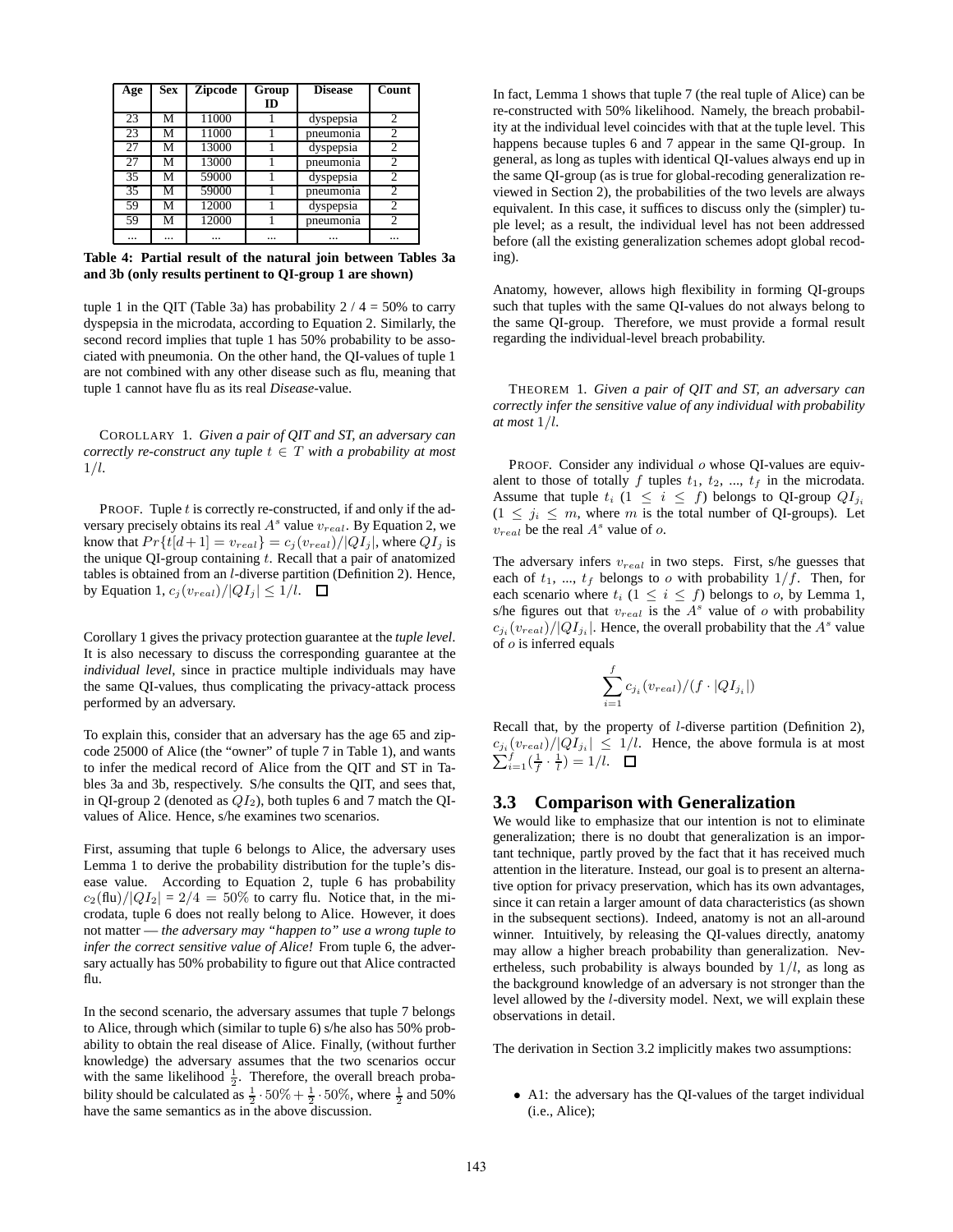| Age | Sex | Zipcode | Group ID | Disease | Count |
|---|---|---|---|---|---|
| 23 | M | 11000 | 1 | dyspepsia | 2 |
| 23 | M | 11000 | 1 | pneumonia | 2 |
| 27 | M | 13000 | 1 | dyspepsia | 2 |
| 27 | M | 13000 | 1 | pneumonia | 2 |
| 35 | M | 59000 | 1 | dyspepsia | 2 |
| 35 | M | 59000 | 1 | pneumonia | 2 |
| 59 | M | 12000 | 1 | dyspepsia | 2 |
| 59 | M | 12000 | 1 | pneumonia | 2 |
| ... | ... | ... | ... | ... | ... |

**Table 4: Partial result of the natural join between Tables 3a and 3b (only results pertinent to QI-group 1 are shown)**

tuple 1 in the QIT (Table 3a) has probability 2 / 4 = 50% to carry dyspepsia in the microdata, according to Equation 2. Similarly, the second record implies that tuple 1 has 50% probability to be associated with pneumonia. On the other hand, the QI-values of tuple 1 are not combined with any other disease such as flu, meaning that tuple 1 cannot have flu as its real *Disease*-value.

COROLLARY 1. *Given a pair of QIT and ST, an adversary can correctly re-construct any tuple $t \in T$ with a probability at most $1/l$.*

PROOF. Tuple $t$ is correctly re-constructed, if and only if the adversary precisely obtains its real $A^s$ value $v_{real}$. By Equation 2, we know that $Pr\{t[d+1] = v_{real}\} = c_j(v_{real})/|QI_j|$, where $QI_j$ is the unique QI-group containing $t$. Recall that a pair of anatomized tables is obtained from an $l$-diverse partition (Definition 2). Hence, by Equation 1, $c_j(v_{real})/|QI_j| \leq 1/l$. □

Corollary 1 gives the privacy protection guarantee at the *tuple level*. It is also necessary to discuss the corresponding guarantee at the *individual level*, since in practice multiple individuals may have the same QI-values, thus complicating the privacy-attack process performed by an adversary.

To explain this, consider that an adversary has the age 65 and zipcode 25000 of Alice (the "owner" of tuple 7 in Table 1), and wants to infer the medical record of Alice from the QIT and ST in Tables 3a and 3b, respectively. S/he consults the QIT, and sees that, in QI-group 2 (denoted as $QI_2$), both tuples 6 and 7 match the QI-values of Alice. Hence, s/he examines two scenarios.

First, assuming that tuple 6 belongs to Alice, the adversary uses Lemma 1 to derive the probability distribution for the tuple's disease value. According to Equation 2, tuple 6 has probability $c_2(\text{flu})/|QI_2|$ = $2/4 = 50\%$ to carry flu. Notice that, in the microdata, tuple 6 does not really belong to Alice. However, it does not matter — *the adversary may "happen to" use a wrong tuple to infer the correct sensitive value of Alice!* From tuple 6, the adversary actually has 50% probability to figure out that Alice contracted flu.

In the second scenario, the adversary assumes that tuple 7 belongs to Alice, through which (similar to tuple 6) s/he also has 50% probability to obtain the real disease of Alice. Finally, (without further knowledge) the adversary assumes that the two scenarios occur with the same likelihood $\frac{1}{2}$. Therefore, the overall breach probability should be calculated as $\frac{1}{2} \cdot 50\% + \frac{1}{2} \cdot 50\%$, where $\frac{1}{2}$ and 50% have the same semantics as in the above discussion.

In fact, Lemma 1 shows that tuple 7 (the real tuple of Alice) can be re-constructed with 50% likelihood. Namely, the breach probability at the individual level coincides with that at the tuple level. This happens because tuples 6 and 7 appear in the same QI-group. In general, as long as tuples with identical QI-values always end up in the same QI-group (as is true for global-recoding generalization reviewed in Section 2), the probabilities of the two levels are always equivalent. In this case, it suffices to discuss only the (simpler) tuple level; as a result, the individual level has not been addressed before (all the existing generalization schemes adopt global recoding).

Anatomy, however, allows high flexibility in forming QI-groups such that tuples with the same QI-values do not always belong to the same QI-group. Therefore, we must provide a formal result regarding the individual-level breach probability.

THEOREM 1. *Given a pair of QIT and ST, an adversary can correctly infer the sensitive value of any individual with probability at most $1/l$.*

PROOF. Consider any individual $o$ whose QI-values are equivalent to those of totally $f$ tuples $t_1$, $t_2$, ..., $t_f$ in the microdata. Assume that tuple $t_i$ ($1 \leq i \leq f$) belongs to QI-group $QI_{j_i}$ ($1 \leq j_i \leq m$, where $m$ is the total number of QI-groups). Let $v_{real}$ be the real $A^s$ value of $o$.

The adversary infers $v_{real}$ in two steps. First, s/he guesses that each of $t_1$, ..., $t_f$ belongs to $o$ with probability $1/f$. Then, for each scenario where $t_i$ ($1 \leq i \leq f$) belongs to $o$, by Lemma 1, s/he figures out that $v_{real}$ is the $A^s$ value of $o$ with probability $c_{j_i}(v_{real})/|QI_{j_i}|$. Hence, the overall probability that the $A^s$ value of $o$ is inferred equals

$$\sum_{i=1}^{f} c_{j_i}(v_{real})/(f \cdot |QI_{j_i}|)$$

Recall that, by the property of $l$-diverse partition (Definition 2), $c_{j_i}(v_{real})/|QI_{j_i}| \leq 1/l$. Hence, the above formula is at most $\sum_{i=1}^{f}(\frac{1}{f} \cdot \frac{1}{l}) = 1/l$. □

### 3.3 Comparison with Generalization

We would like to emphasize that our intention is not to eliminate generalization; there is no doubt that generalization is an important technique, partly proved by the fact that it has received much attention in the literature. Instead, our goal is to present an alternative option for privacy preservation, which has its own advantages, since it can retain a larger amount of data characteristics (as shown in the subsequent sections). Indeed, anatomy is not an all-around winner. Intuitively, by releasing the QI-values directly, anatomy may allow a higher breach probability than generalization. Nevertheless, such probability is always bounded by $1/l$, as long as the background knowledge of an adversary is not stronger than the level allowed by the $l$-diversity model. Next, we will explain these observations in detail.

The derivation in Section 3.2 implicitly makes two assumptions:

- A1: the adversary has the QI-values of the target individual (i.e., Alice);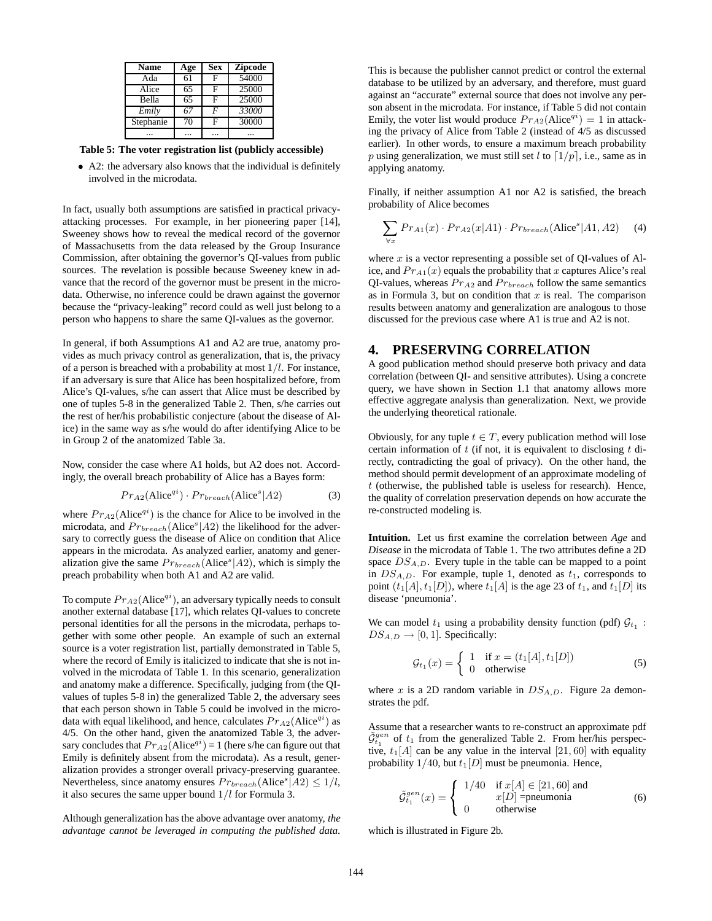| Name | Age | Sex | Zipcode |
|---|---|---|---|
| Ada | 61 | F | 54000 |
| Alice | 65 | F | 25000 |
| Bella | 65 | F | 25000 |
| *Emily* | *67* | *F* | *33000* |
| Stephanie | 70 | F | 30000 |
| ... | ... | ... | ... |

**Table 5: The voter registration list (publicly accessible)**

- A2: the adversary also knows that the individual is definitely involved in the microdata.

In fact, usually both assumptions are satisfied in practical privacy-attacking processes. For example, in her pioneering paper [14], Sweeney shows how to reveal the medical record of the governor of Massachusetts from the data released by the Group Insurance Commission, after obtaining the governor's QI-values from public sources. The revelation is possible because Sweeney knew in advance that the record of the governor must be present in the microdata. Otherwise, no inference could be drawn against the governor because the "privacy-leaking" record could as well just belong to a person who happens to share the same QI-values as the governor.

In general, if both Assumptions A1 and A2 are true, anatomy provides as much privacy control as generalization, that is, the privacy of a person is breached with a probability at most $1/l$. For instance, if an adversary is sure that Alice has been hospitalized before, from Alice's QI-values, s/he can assert that Alice must be described by one of tuples 5-8 in the generalized Table 2. Then, s/he carries out the rest of her/his probabilistic conjecture (about the disease of Alice) in the same way as s/he would do after identifying Alice to be in Group 2 of the anatomized Table 3a.

Now, consider the case where A1 holds, but A2 does not. Accordingly, the overall breach probability of Alice has a Bayes form:

$$Pr_{A2}(\text{Alice}^{qi}) \cdot Pr_{breach}(\text{Alice}^{s}|A2) \qquad (3)$$

where $Pr_{A2}(\text{Alice}^{qi})$ is the chance for Alice to be involved in the microdata, and $Pr_{breach}(\text{Alice}^{s}|A2)$ the likelihood for the adversary to correctly guess the disease of Alice on condition that Alice appears in the microdata. As analyzed earlier, anatomy and generalization give the same $Pr_{breach}(\text{Alice}^{s}|A2)$, which is simply the preach probability when both A1 and A2 are valid.

To compute $Pr_{A2}(\text{Alice}^{qi})$, an adversary typically needs to consult another external database [17], which relates QI-values to concrete personal identities for all the persons in the microdata, perhaps together with some other people. An example of such an external source is a voter registration list, partially demonstrated in Table 5, where the record of Emily is italicized to indicate that she is not involved in the microdata of Table 1. In this scenario, generalization and anatomy make a difference. Specifically, judging from (the QI-values of tuples 5-8 in) the generalized Table 2, the adversary sees that each person shown in Table 5 could be involved in the microdata with equal likelihood, and hence, calculates $Pr_{A2}(\text{Alice}^{qi})$ as 4/5. On the other hand, given the anatomized Table 3, the adversary concludes that $Pr_{A2}(\text{Alice}^{qi})$ = 1 (here s/he can figure out that Emily is definitely absent from the microdata). As a result, generalization provides a stronger overall privacy-preserving guarantee. Nevertheless, since anatomy ensures $Pr_{breach}(\text{Alice}^{s}|A2) \le 1/l$, it also secures the same upper bound $1/l$ for Formula 3.

Although generalization has the above advantage over anatomy, *the advantage cannot be leveraged in computing the published data.* This is because the publisher cannot predict or control the external database to be utilized by an adversary, and therefore, must guard against an "accurate" external source that does not involve any person absent in the microdata. For instance, if Table 5 did not contain Emily, the voter list would produce $Pr_{A2}(\text{Alice}^{qi}) = 1$ in attacking the privacy of Alice from Table 2 (instead of 4/5 as discussed earlier). In other words, to ensure a maximum breach probability $p$ using generalization, we must still set $l$ to $\lceil 1/p \rceil$, i.e., same as in applying anatomy.

Finally, if neither assumption A1 nor A2 is satisfied, the breach probability of Alice becomes

$$\sum_{\forall x} Pr_{A1}(x) \cdot Pr_{A2}(x|A1) \cdot Pr_{breach}(\text{Alice}^{s}|A1, A2) \qquad (4)$$

where $x$ is a vector representing a possible set of QI-values of Alice, and $Pr_{A1}(x)$ equals the probability that $x$ captures Alice's real QI-values, whereas $Pr_{A2}$ and $Pr_{breach}$ follow the same semantics as in Formula 3, but on condition that $x$ is real. The comparison results between anatomy and generalization are analogous to those discussed for the previous case where A1 is true and A2 is not.

# 4. PRESERVING CORRELATION

A good publication method should preserve both privacy and data correlation (between QI- and sensitive attributes). Using a concrete query, we have shown in Section 1.1 that anatomy allows more effective aggregate analysis than generalization. Next, we provide the underlying theoretical rationale.

Obviously, for any tuple $t \in T$, every publication method will lose certain information of $t$ (if not, it is equivalent to disclosing $t$ directly, contradicting the goal of privacy). On the other hand, the method should permit development of an approximate modeling of $t$ (otherwise, the published table is useless for research). Hence, the quality of correlation preservation depends on how accurate the re-constructed modeling is.

**Intuition.** Let us first examine the correlation between *Age* and *Disease* in the microdata of Table 1. The two attributes define a 2D space $DS_{A,D}$. Every tuple in the table can be mapped to a point in $DS_{A,D}$. For example, tuple 1, denoted as $t_1$, corresponds to point $(t_1[A], t_1[D])$, where $t_1[A]$ is the age 23 of $t_1$, and $t_1[D]$ its disease 'pneumonia'.

We can model $t_1$ using a probability density function (pdf) $\mathcal{G}_{t_1} : DS_{A,D} \rightarrow [0, 1]$. Specifically:

$$\mathcal{G}_{t_1}(x) = \begin{cases} 1 & \text{if } x = (t_1[A], t_1[D]) \\ 0 & \text{otherwise} \end{cases} \qquad (5)$$

where $x$ is a 2D random variable in $DS_{A,D}$. Figure 2a demonstrates the pdf.

Assume that a researcher wants to re-construct an approximate pdf $\tilde{\mathcal{G}}_{t_1}^{gen}$ of $t_1$ from the generalized Table 2. From her/his perspective, $t_1[A]$ can be any value in the interval $[21, 60]$ with equality probability $1/40$, but $t_1[D]$ must be pneumonia. Hence,

$$\tilde{\mathcal{G}}_{t_1}^{gen}(x) = \begin{cases} 1/40 & \text{if } x[A] \in [21, 60] \text{ and} \\ & x[D] = \text{pneumonia} \\ 0 & \text{otherwise} \end{cases} \qquad (6)$$

which is illustrated in Figure 2b.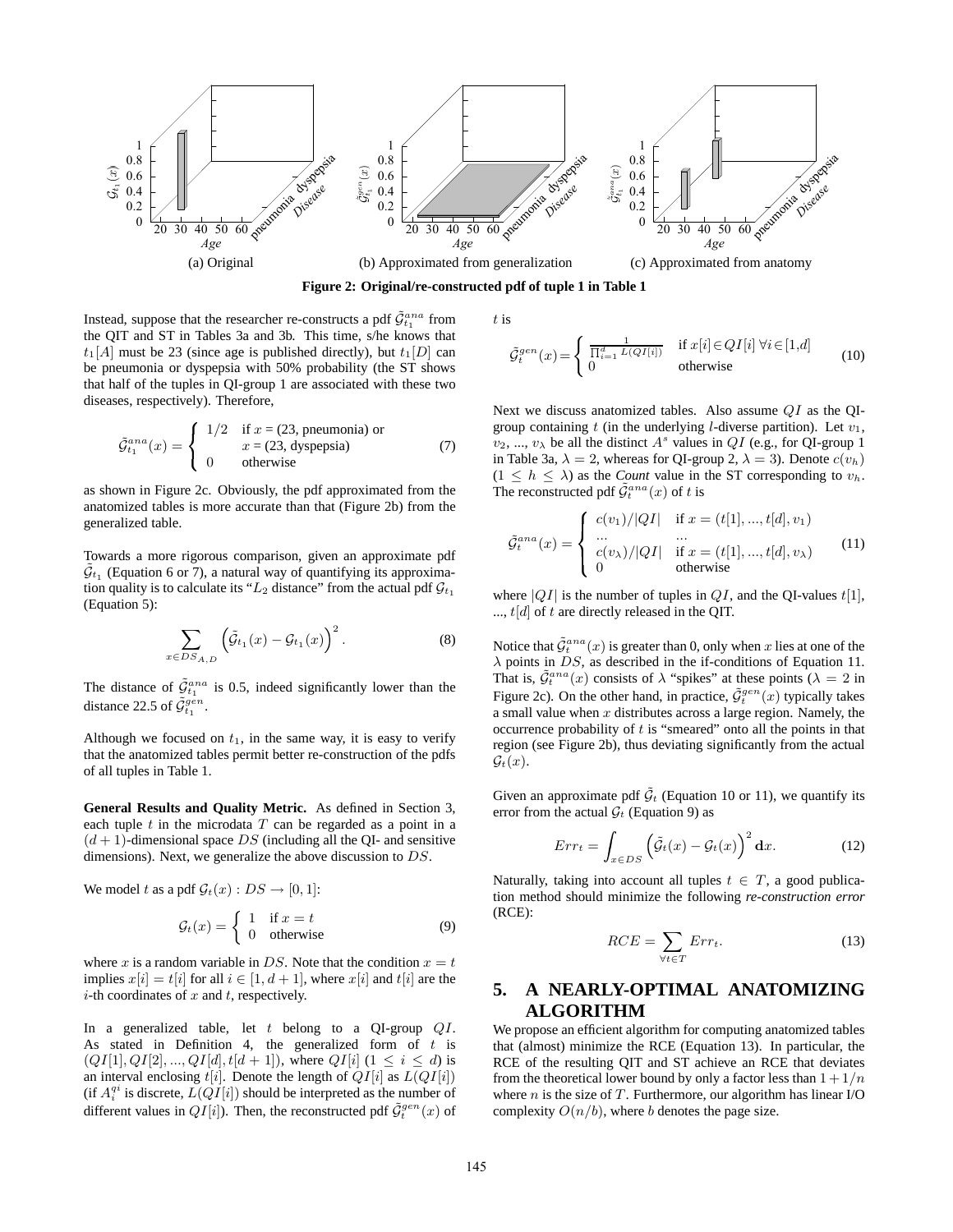(a) Original (b) Approximated from generalization (c) Approximated from anatomy

**Figure 2: Original/re-constructed pdf of tuple 1 in Table 1**

Instead, suppose that the researcher re-constructs a pdf $\tilde{\mathcal{G}}_{t_1}^{ana}$ from the QIT and ST in Tables 3a and 3b. This time, s/he knows that $t_1[A]$ must be 23 (since age is published directly), but $t_1[D]$ can be pneumonia or dyspepsia with 50% probability (the ST shows that half of the tuples in QI-group 1 are associated with these two diseases, respectively). Therefore,

$$\tilde{\mathcal{G}}_{t_1}^{ana}(x) = \begin{cases} 1/2 & \text{if } x = (23, \text{pneumonia}) \text{ or} \\ & x = (23, \text{dyspepsia}) \\ 0 & \text{otherwise} \end{cases} \tag{7}$$

as shown in Figure 2c. Obviously, the pdf approximated from the anatomized tables is more accurate than that (Figure 2b) from the generalized table.

Towards a more rigorous comparison, given an approximate pdf $\tilde{\mathcal{G}}_{t_1}$ (Equation 6 or 7), a natural way of quantifying its approximation quality is to calculate its "$L_2$ distance" from the actual pdf $\mathcal{G}_{t_1}$ (Equation 5):

$$\sum_{x \in DS_{A,D}} \left( \tilde{\mathcal{G}}_{t_1}(x) - \mathcal{G}_{t_1}(x) \right)^2. \tag{8}$$

The distance of $\tilde{\mathcal{G}}_{t_1}^{ana}$ is 0.5, indeed significantly lower than the distance 22.5 of $\tilde{\mathcal{G}}_{t_1}^{gen}$.

Although we focused on $t_1$, in the same way, it is easy to verify that the anatomized tables permit better re-construction of the pdfs of all tuples in Table 1.

**General Results and Quality Metric.** As defined in Section 3, each tuple $t$ in the microdata $T$ can be regarded as a point in a $(d+1)$-dimensional space $DS$ (including all the QI- and sensitive dimensions). Next, we generalize the above discussion to $DS$.

We model $t$ as a pdf $\mathcal{G}_t(x) : DS \to [0, 1]$:

$$\mathcal{G}_t(x) = \begin{cases} 1 & \text{if } x = t \\ 0 & \text{otherwise} \end{cases} \tag{9}$$

where $x$ is a random variable in $DS$. Note that the condition $x = t$ implies $x[i] = t[i]$ for all $i \in [1, d+1]$, where $x[i]$ and $t[i]$ are the $i$-th coordinates of $x$ and $t$, respectively.

In a generalized table, let $t$ belong to a QI-group $QI$. As stated in Definition 4, the generalized form of $t$ is $(QI[1], QI[2], ..., QI[d], t[d+1])$, where $QI[i]$ $(1 \leq i \leq d)$ is an interval enclosing $t[i]$. Denote the length of $QI[i]$ as $L(QI[i])$ (if $A_i^{qi}$ is discrete, $L(QI[i])$ should be interpreted as the number of different values in $QI[i]$). Then, the reconstructed pdf $\tilde{\mathcal{G}}_t^{gen}(x)$ of $t$ is

$$\tilde{\mathcal{G}}_t^{gen}(x) = \begin{cases} \frac{1}{\prod_{i=1}^{d} L(QI[i])} & \text{if } x[i] \in QI[i] \ \forall i \in [1,d] \\ 0 & \text{otherwise} \end{cases} \tag{10}$$

Next we discuss anatomized tables. Also assume $QI$ as the QI-group containing $t$ (in the underlying $l$-diverse partition). Let $v_1$, $v_2$, ..., $v_\lambda$ be all the distinct $A^s$ values in $QI$ (e.g., for QI-group 1 in Table 3a, $\lambda = 2$, whereas for QI-group 2, $\lambda = 3$). Denote $c(v_h)$ $(1 \leq h \leq \lambda)$ as the *Count* value in the ST corresponding to $v_h$. The reconstructed pdf $\tilde{\mathcal{G}}_t^{ana}(x)$ of $t$ is

$$\tilde{\mathcal{G}}_t^{ana}(x) = \begin{cases} c(v_1)/|QI| & \text{if } x = (t[1], ..., t[d], v_1) \\ ... & ... \\ c(v_\lambda)/|QI| & \text{if } x = (t[1], ..., t[d], v_\lambda) \\ 0 & \text{otherwise} \end{cases} \tag{11}$$

where $|QI|$ is the number of tuples in $QI$, and the QI-values $t[1]$, ..., $t[d]$ of $t$ are directly released in the QIT.

Notice that $\tilde{\mathcal{G}}_t^{ana}(x)$ is greater than 0, only when $x$ lies at one of the $\lambda$ points in $DS$, as described in the if-conditions of Equation 11. That is, $\tilde{\mathcal{G}}_t^{ana}(x)$ consists of $\lambda$ "spikes" at these points ($\lambda = 2$ in Figure 2c). On the other hand, in practice, $\tilde{\mathcal{G}}_t^{gen}(x)$ typically takes a small value when $x$ distributes across a large region. Namely, the occurrence probability of $t$ is "smeared" onto all the points in that region (see Figure 2b), thus deviating significantly from the actual $\mathcal{G}_t(x)$.

Given an approximate pdf $\tilde{\mathcal{G}}_t$ (Equation 10 or 11), we quantify its error from the actual $\mathcal{G}_t$ (Equation 9) as

$$Err_t = \int_{x \in DS} \left( \tilde{\mathcal{G}}_t(x) - \mathcal{G}_t(x) \right)^2 \mathbf{d}x. \tag{12}$$

Naturally, taking into account all tuples $t \in T$, a good publication method should minimize the following *re-construction error* (RCE):

$$RCE = \sum_{\forall t \in T} Err_t. \tag{13}$$

## 5. A NEARLY-OPTIMAL ANATOMIZING ALGORITHM

We propose an efficient algorithm for computing anatomized tables that (almost) minimize the RCE (Equation 13). In particular, the RCE of the resulting QIT and ST achieve an RCE that deviates from the theoretical lower bound by only a factor less than $1 + 1/n$ where $n$ is the size of $T$. Furthermore, our algorithm has linear I/O complexity $O(n/b)$, where $b$ denotes the page size.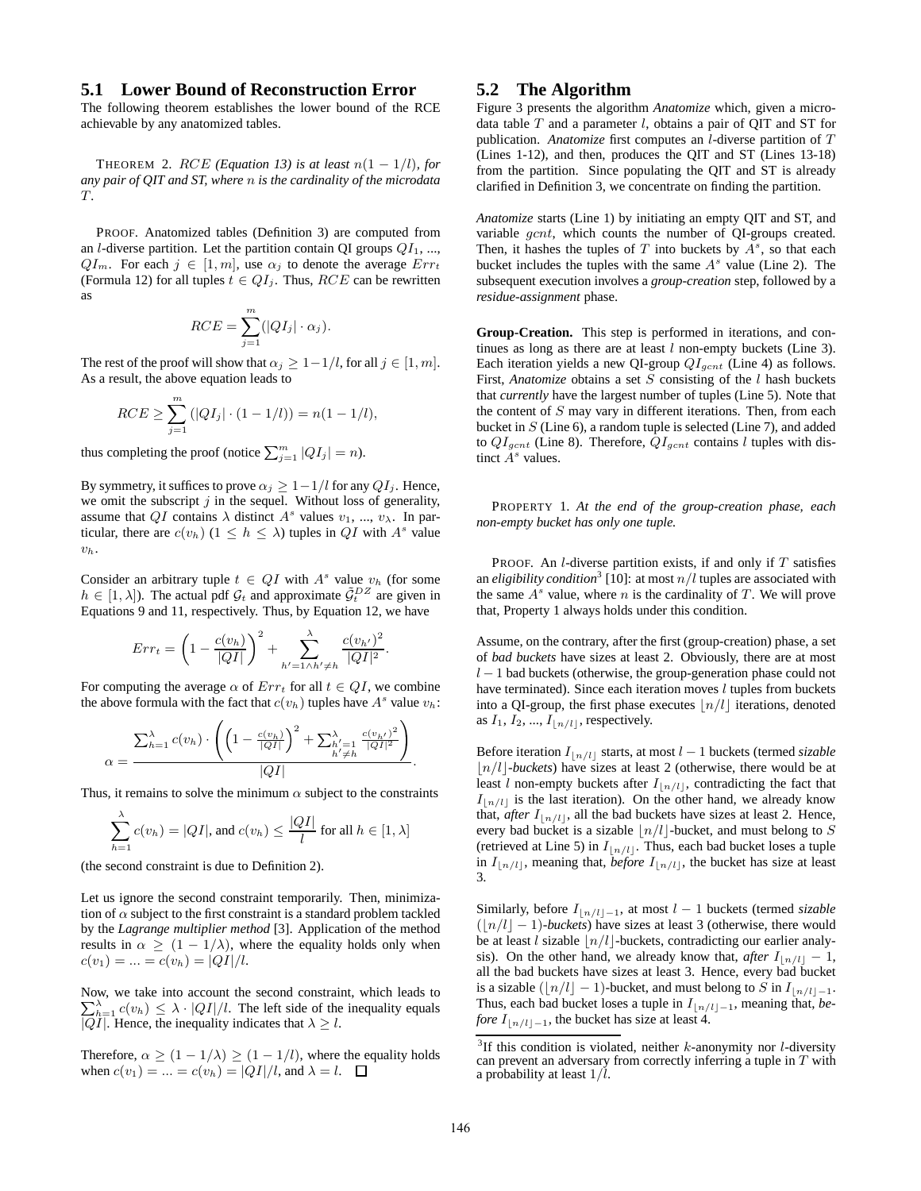### 5.1 Lower Bound of Reconstruction Error

The following theorem establishes the lower bound of the RCE achievable by any anatomized tables.

THEOREM 2. *$RCE$ (Equation 13) is at least $n(1 - 1/l)$, for any pair of QIT and ST, where $n$ is the cardinality of the microdata $T$.*

PROOF. Anatomized tables (Definition 3) are computed from an $l$-diverse partition. Let the partition contain QI groups $QI_1$, ..., $QI_m$. For each $j \in [1, m]$, use $\alpha_j$ to denote the average $Err_t$ (Formula 12) for all tuples $t \in QI_j$. Thus, $RCE$ can be rewritten as

$$RCE = \sum_{j=1}^{m} (|QI_j| \cdot \alpha_j).$$

The rest of the proof will show that $\alpha_j \geq 1 - 1/l$, for all $j \in [1, m]$. As a result, the above equation leads to

$$RCE \geq \sum_{j=1}^{m} (|QI_j| \cdot (1 - 1/l)) = n(1 - 1/l),$$

thus completing the proof (notice $\sum_{j=1}^{m} |QI_j| = n$).

By symmetry, it suffices to prove $\alpha_j \geq 1 - 1/l$ for any $QI_j$. Hence, we omit the subscript $j$ in the sequel. Without loss of generality, assume that $QI$ contains $\lambda$ distinct $A^s$ values $v_1$, ..., $v_\lambda$. In particular, there are $c(v_h)$ $(1 \leq h \leq \lambda)$ tuples in $QI$ with $A^s$ value $v_h$.

Consider an arbitrary tuple $t \in QI$ with $A^s$ value $v_h$ (for some $h \in [1, \lambda]$). The actual pdf $\mathcal{G}_t$ and approximate $\tilde{\mathcal{G}}_t^{DZ}$ are given in Equations 9 and 11, respectively. Thus, by Equation 12, we have

$$Err_t = \left(1 - \frac{c(v_h)}{|QI|}\right)^2 + \sum_{h'=1 \wedge h' \neq h}^{\lambda} \frac{c(v_{h'})^2}{|QI|^2}.$$

For computing the average $\alpha$ of $Err_t$ for all $t \in QI$, we combine the above formula with the fact that $c(v_h)$ tuples have $A^s$ value $v_h$:

$$\alpha = \frac{\sum_{h=1}^{\lambda} c(v_h) \cdot \left( \left(1 - \frac{c(v_h)}{|QI|}\right)^2 + \sum_{\substack{h'=1 \\ h' \neq h}}^{\lambda} \frac{c(v_{h'})^2}{|QI|^2} \right)}{|QI|}.$$

Thus, it remains to solve the minimum $\alpha$ subject to the constraints

$$\sum_{h=1}^{\lambda} c(v_h) = |QI|, \text{ and } c(v_h) \leq \frac{|QI|}{l} \text{ for all } h \in [1, \lambda]$$

(the second constraint is due to Definition 2).

Let us ignore the second constraint temporarily. Then, minimization of $\alpha$ subject to the first constraint is a standard problem tackled by the *Lagrange multiplier method* [3]. Application of the method results in $\alpha \geq (1 - 1/\lambda)$, where the equality holds only when $c(v_1) = ... = c(v_h) = |QI|/l$.

Now, we take into account the second constraint, which leads to $\sum_{h=1}^{\lambda} c(v_h) \leq \lambda \cdot |QI|/l$. The left side of the inequality equals $|QI|$. Hence, the inequality indicates that $\lambda \geq l$.

Therefore, $\alpha \geq (1 - 1/\lambda) \geq (1 - 1/l)$, where the equality holds when $c(v_1) = ... = c(v_h) = |QI|/l$, and $\lambda = l$. □

### 5.2 The Algorithm

Figure 3 presents the algorithm *Anatomize* which, given a microdata table $T$ and a parameter $l$, obtains a pair of QIT and ST for publication. *Anatomize* first computes an $l$-diverse partition of $T$ (Lines 1-12), and then, produces the QIT and ST (Lines 13-18) from the partition. Since populating the QIT and ST is already clarified in Definition 3, we concentrate on finding the partition.

*Anatomize* starts (Line 1) by initiating an empty QIT and ST, and variable $gcnt$, which counts the number of QI-groups created. Then, it hashes the tuples of $T$ into buckets by $A^s$, so that each bucket includes the tuples with the same $A^s$ value (Line 2). The subsequent execution involves a *group-creation* step, followed by a *residue-assignment* phase.

**Group-Creation.** This step is performed in iterations, and continues as long as there are at least $l$ non-empty buckets (Line 3). Each iteration yields a new QI-group $QI_{gcnt}$ (Line 4) as follows. First, *Anatomize* obtains a set $S$ consisting of the $l$ hash buckets that *currently* have the largest number of tuples (Line 5). Note that the content of $S$ may vary in different iterations. Then, from each bucket in $S$ (Line 6), a random tuple is selected (Line 7), and added to $QI_{gcnt}$ (Line 8). Therefore, $QI_{gcnt}$ contains $l$ tuples with distinct $A^s$ values.

PROPERTY 1. *At the end of the group-creation phase, each non-empty bucket has only one tuple.*

PROOF. An $l$-diverse partition exists, if and only if $T$ satisfies an *eligibility condition*[3] [10]: at most $n/l$ tuples are associated with the same $A^s$ value, where $n$ is the cardinality of $T$. We will prove that, Property 1 always holds under this condition.

Assume, on the contrary, after the first (group-creation) phase, a set of *bad buckets* have sizes at least 2. Obviously, there are at most $l - 1$ bad buckets (otherwise, the group-generation phase could not have terminated). Since each iteration moves $l$ tuples from buckets into a QI-group, the first phase executes $\lfloor n/l \rfloor$ iterations, denoted as $I_1$, $I_2$, ..., $I_{\lfloor n/l \rfloor}$, respectively.

Before iteration $I_{\lfloor n/l \rfloor}$ starts, at most $l - 1$ buckets (termed *sizable* $\lfloor n/l \rfloor$*-buckets*) have sizes at least 2 (otherwise, there would be at least $l$ non-empty buckets after $I_{\lfloor n/l \rfloor}$, contradicting the fact that $I_{\lfloor n/l \rfloor}$ is the last iteration). On the other hand, we already know that, *after* $I_{\lfloor n/l \rfloor}$, all the bad buckets have sizes at least 2. Hence, every bad bucket is a sizable $\lfloor n/l \rfloor$-bucket, and must belong to $S$ (retrieved at Line 5) in $I_{\lfloor n/l \rfloor}$. Thus, each bad bucket loses a tuple in $I_{\lfloor n/l \rfloor}$, meaning that, *before* $I_{\lfloor n/l \rfloor}$, the bucket has size at least 3.

Similarly, before $I_{\lfloor n/l \rfloor - 1}$, at most $l - 1$ buckets (termed *sizable* $(\lfloor n/l \rfloor - 1)$*-buckets*) have sizes at least 3 (otherwise there would be at least $l$ sizable $\lfloor n/l \rfloor$-buckets, contradicting our earlier analysis). On the other hand, we already know that, *after* $I_{\lfloor n/l \rfloor} - 1$, all the bad buckets have sizes at least 3. Hence, every bad bucket is a sizable $(\lfloor n/l \rfloor - 1)$-bucket, and must belong to $S$ in $I_{\lfloor n/l \rfloor - 1}$. Thus, each bad bucket loses a tuple in $I_{\lfloor n/l \rfloor - 1}$, meaning that, *before* $I_{\lfloor n/l \rfloor - 1}$, the bucket has size at least 4.

[3] If this condition is violated, neither $k$-anonymity nor $l$-diversity can prevent an adversary from correctly inferring a tuple in $T$ with a probability at least $1/l$.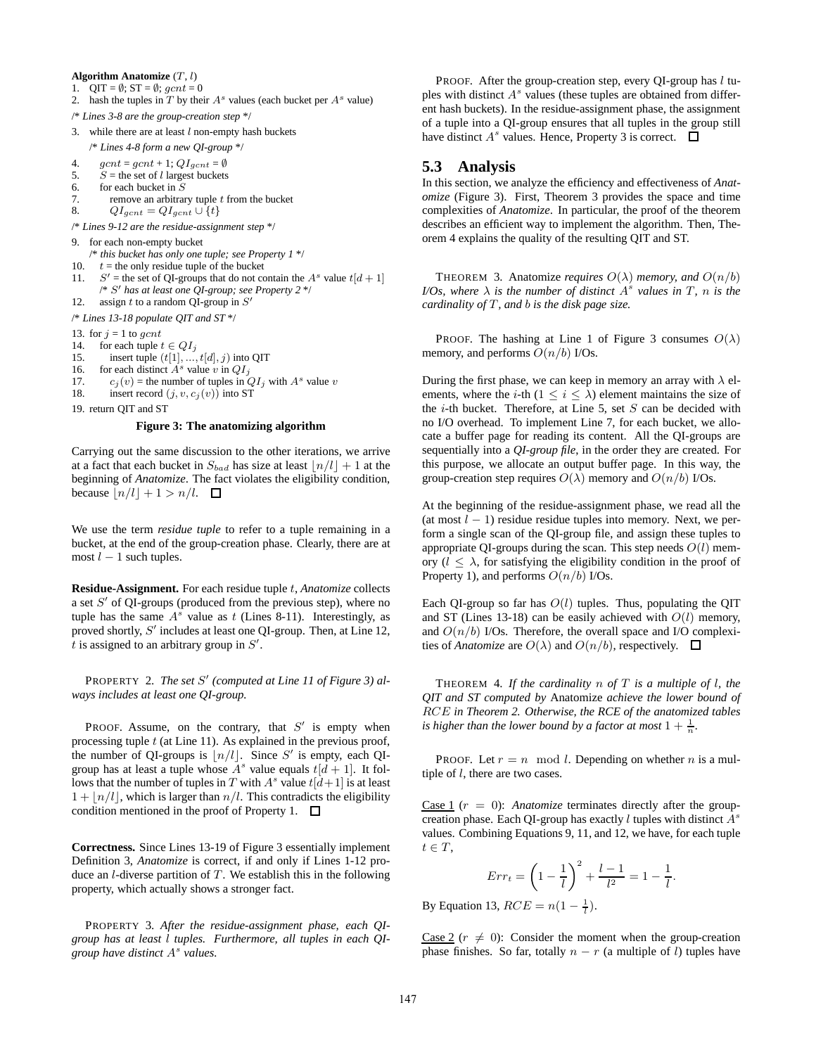**Algorithm Anatomize** $(T, l)$

1. QIT = $\emptyset$; ST = $\emptyset$; $gcnt$ = 0
2. hash the tuples in $T$ by their $A^s$ values (each bucket per $A^s$ value)

/* *Lines 3-8 are the group-creation step* */

3. while there are at least $l$ non-empty hash buckets

   /* *Lines 4-8 form a new QI-group* */

4. $gcnt = gcnt + 1$; $QI_{gcnt} = \emptyset$
5. $S$ = the set of $l$ largest buckets
6. for each bucket in $S$
7. remove an arbitrary tuple $t$ from the bucket
8. $QI_{gcnt} = QI_{gcnt} \cup \{t\}$

/* *Lines 9-12 are the residue-assignment step* */

9. for each non-empty bucket

   /* *this bucket has only one tuple; see Property 1* */

10. $t$ = the only residue tuple of the bucket
11. $S'$ = the set of QI-groups that do not contain the $A^s$ value $t[d+1]$

    /* *$S'$ has at least one QI-group; see Property 2* */

12. assign $t$ to a random QI-group in $S'$

/* *Lines 13-18 populate QIT and ST* */

13. for $j$ = 1 to $gcnt$
14. for each tuple $t \in QI_j$
15. insert tuple $(t[1], ..., t[d], j)$ into QIT
16. for each distinct $A^s$ value $v$ in $QI_j$
17. $c_j(v)$ = the number of tuples in $QI_j$ with $A^s$ value $v$
18. insert record $(j, v, c_j(v))$ into ST
19. return QIT and ST

**Figure 3: The anatomizing algorithm**

Carrying out the same discussion to the other iterations, we arrive at a fact that each bucket in $S_{bad}$ has size at least $\lfloor n/l \rfloor + 1$ at the beginning of *Anatomize*. The fact violates the eligibility condition, because $\lfloor n/l \rfloor + 1 > n/l$. □

We use the term *residue tuple* to refer to a tuple remaining in a bucket, at the end of the group-creation phase. Clearly, there are at most $l - 1$ such tuples.

**Residue-Assignment.** For each residue tuple $t$, *Anatomize* collects a set $S'$ of QI-groups (produced from the previous step), where no tuple has the same $A^s$ value as $t$ (Lines 8-11). Interestingly, as proved shortly, $S'$ includes at least one QI-group. Then, at Line 12, $t$ is assigned to an arbitrary group in $S'$.

PROPERTY 2. *The set $S'$ (computed at Line 11 of Figure 3) always includes at least one QI-group.*

PROOF. Assume, on the contrary, that $S'$ is empty when processing tuple $t$ (at Line 11). As explained in the previous proof, the number of QI-groups is $\lfloor n/l \rfloor$. Since $S'$ is empty, each QI-group has at least a tuple whose $A^s$ value equals $t[d+1]$. It follows that the number of tuples in $T$ with $A^s$ value $t[d+1]$ is at least $1 + \lfloor n/l \rfloor$, which is larger than $n/l$. This contradicts the eligibility condition mentioned in the proof of Property 1. □

**Correctness.** Since Lines 13-19 of Figure 3 essentially implement Definition 3, *Anatomize* is correct, if and only if Lines 1-12 produce an $l$-diverse partition of $T$. We establish this in the following property, which actually shows a stronger fact.

PROPERTY 3. *After the residue-assignment phase, each QI-group has at least $l$ tuples. Furthermore, all tuples in each QI-group have distinct $A^s$ values.*

PROOF. After the group-creation step, every QI-group has $l$ tuples with distinct $A^s$ values (these tuples are obtained from different hash buckets). In the residue-assignment phase, the assignment of a tuple into a QI-group ensures that all tuples in the group still have distinct $A^s$ values. Hence, Property 3 is correct. □

## 5.3 Analysis

In this section, we analyze the efficiency and effectiveness of *Anatomize* (Figure 3). First, Theorem 3 provides the space and time complexities of *Anatomize*. In particular, the proof of the theorem describes an efficient way to implement the algorithm. Then, Theorem 4 explains the quality of the resulting QIT and ST.

THEOREM 3. Anatomize *requires $O(\lambda)$ memory, and $O(n/b)$ I/Os, where $\lambda$ is the number of distinct $A^s$ values in $T$, $n$ is the cardinality of $T$, and $b$ is the disk page size.*

PROOF. The hashing at Line 1 of Figure 3 consumes $O(\lambda)$ memory, and performs $O(n/b)$ I/Os.

During the first phase, we can keep in memory an array with $\lambda$ elements, where the $i$-th ($1 \le i \le \lambda$) element maintains the size of the $i$-th bucket. Therefore, at Line 5, set $S$ can be decided with no I/O overhead. To implement Line 7, for each bucket, we allocate a buffer page for reading its content. All the QI-groups are sequentially into a *QI-group file*, in the order they are created. For this purpose, we allocate an output buffer page. In this way, the group-creation step requires $O(\lambda)$ memory and $O(n/b)$ I/Os.

At the beginning of the residue-assignment phase, we read all the (at most $l - 1$) residue residue tuples into memory. Next, we perform a single scan of the QI-group file, and assign these tuples to appropriate QI-groups during the scan. This step needs $O(l)$ memory ($l \le \lambda$, for satisfying the eligibility condition in the proof of Property 1), and performs $O(n/b)$ I/Os.

Each QI-group so far has $O(l)$ tuples. Thus, populating the QIT and ST (Lines 13-18) can be easily achieved with $O(l)$ memory, and $O(n/b)$ I/Os. Therefore, the overall space and I/O complexities of *Anatomize* are $O(\lambda)$ and $O(n/b)$, respectively. □

THEOREM 4. *If the cardinality $n$ of $T$ is a multiple of $l$, the QIT and ST computed by* Anatomize *achieve the lower bound of $RCE$ in Theorem 2. Otherwise, the RCE of the anatomized tables is higher than the lower bound by a factor at most $1 + \frac{1}{n}$.*

PROOF. Let $r = n \mod l$. Depending on whether $n$ is a multiple of $l$, there are two cases.

Case 1 ($r = 0$): *Anatomize* terminates directly after the group-creation phase. Each QI-group has exactly $l$ tuples with distinct $A^s$ values. Combining Equations 9, 11, and 12, we have, for each tuple $t \in T$,

$$Err_t = \left(1 - \frac{1}{l}\right)^2 + \frac{l-1}{l^2} = 1 - \frac{1}{l}.$$

By Equation 13, $RCE = n(1 - \frac{1}{l})$.

Case 2 ($r \neq 0$): Consider the moment when the group-creation phase finishes. So far, totally $n - r$ (a multiple of $l$) tuples have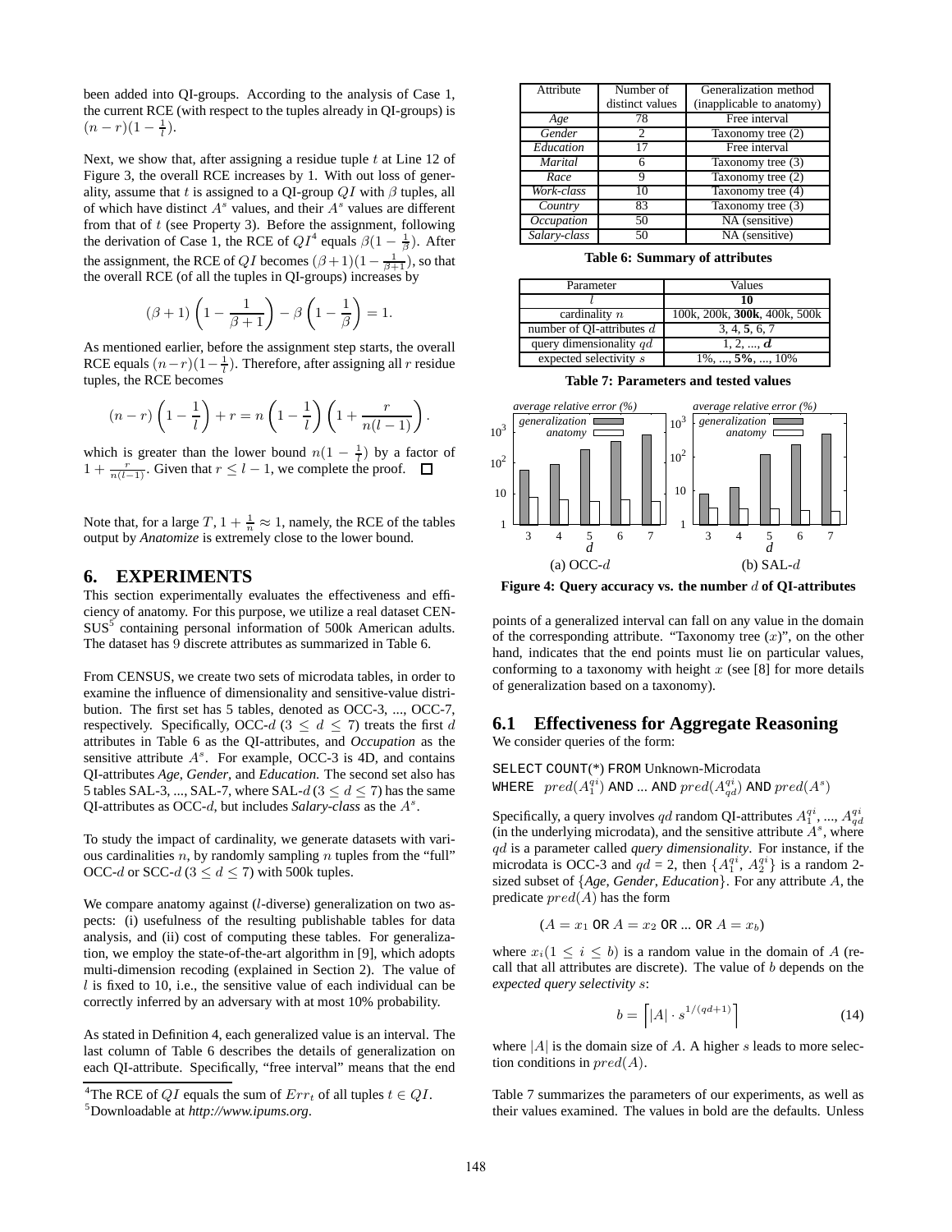been added into QI-groups. According to the analysis of Case 1, the current RCE (with respect to the tuples already in QI-groups) is $(n-r)(1-\frac{1}{l})$.

Next, we show that, after assigning a residue tuple $t$ at Line 12 of Figure 3, the overall RCE increases by 1. With out loss of generality, assume that $t$ is assigned to a QI-group $QI$ with $\beta$ tuples, all of which have distinct $A^s$ values, and their $A^s$ values are different from that of $t$ (see Property 3). Before the assignment, following the derivation of Case 1, the RCE of $QI$[4] equals $\beta(1-\frac{1}{\beta})$. After the assignment, the RCE of $QI$ becomes $(\beta+1)(1-\frac{1}{\beta+1})$, so that the overall RCE (of all the tuples in QI-groups) increases by

$$(\beta+1)\left(1-\frac{1}{\beta+1}\right)-\beta\left(1-\frac{1}{\beta}\right)=1.$$

As mentioned earlier, before the assignment step starts, the overall RCE equals $(n-r)(1-\frac{1}{l})$. Therefore, after assigning all $r$ residue tuples, the RCE becomes

$$(n-r)\left(1-\frac{1}{l}\right)+r=n\left(1-\frac{1}{l}\right)\left(1+\frac{r}{n(l-1)}\right).$$

which is greater than the lower bound $n(1-\frac{1}{l})$ by a factor of $1+\frac{r}{n(l-1)}$. Given that $r \le l-1$, we complete the proof. □

Note that, for a large $T$, $1+\frac{1}{n} \approx 1$, namely, the RCE of the tables output by *Anatomize* is extremely close to the lower bound.

## 6. EXPERIMENTS

This section experimentally evaluates the effectiveness and efficiency of anatomy. For this purpose, we utilize a real dataset CENSUS[5] containing personal information of 500k American adults. The dataset has 9 discrete attributes as summarized in Table 6.

From CENSUS, we create two sets of microdata tables, in order to examine the influence of dimensionality and sensitive-value distribution. The first set has 5 tables, denoted as OCC-3, ..., OCC-7, respectively. Specifically, OCC-$d$ ($3 \le d \le 7$) treats the first $d$ attributes in Table 6 as the QI-attributes, and *Occupation* as the sensitive attribute $A^s$. For example, OCC-3 is 4D, and contains QI-attributes *Age*, *Gender*, and *Education*. The second set also has 5 tables SAL-3, ..., SAL-7, where SAL-$d$ ($3 \le d \le 7$) has the same QI-attributes as OCC-$d$, but includes *Salary-class* as the $A^s$.

To study the impact of cardinality, we generate datasets with various cardinalities $n$, by randomly sampling $n$ tuples from the "full" OCC-$d$ or SCC-$d$ ($3 \le d \le 7$) with 500k tuples.

We compare anatomy against ($l$-diverse) generalization on two aspects: (i) usefulness of the resulting publishable tables for data analysis, and (ii) cost of computing these tables. For generalization, we employ the state-of-the-art algorithm in [9], which adopts multi-dimension recoding (explained in Section 2). The value of $l$ is fixed to 10, i.e., the sensitive value of each individual can be correctly inferred by an adversary with at most 10% probability.

As stated in Definition 4, each generalized value is an interval. The last column of Table 6 describes the details of generalization on each QI-attribute. Specifically, "free interval" means that the end points of a generalized interval can fall on any value in the domain of the corresponding attribute. "Taxonomy tree ($x$)", on the other hand, indicates that the end points must lie on particular values, conforming to a taxonomy with height $x$ (see [8] for more details of generalization based on a taxonomy).

| Attribute | Number of distinct values | Generalization method (inapplicable to anatomy) |
|---|---|---|
| *Age* | 78 | Free interval |
| *Gender* | 2 | Taxonomy tree (2) |
| *Education* | 17 | Free interval |
| *Marital* | 6 | Taxonomy tree (3) |
| *Race* | 9 | Taxonomy tree (2) |
| *Work-class* | 10 | Taxonomy tree (4) |
| *Country* | 83 | Taxonomy tree (3) |
| *Occupation* | 50 | NA (sensitive) |
| *Salary-class* | 50 | NA (sensitive) |

**Table 6: Summary of attributes**

| Parameter | Values |
|---|---|
| $l$ | **10** |
| cardinality $n$ | 100k, 200k, **300k**, 400k, 500k |
| number of QI-attributes $d$ | 3, 4, **5**, 6, 7 |
| query dimensionality $qd$ | 1, 2, ..., $\boldsymbol{d}$ |
| expected selectivity $s$ | 1%, ..., **5%**, ..., 10% |

**Table 7: Parameters and tested values**

**Figure 4: Query accuracy vs. the number $d$ of QI-attributes**

(a) OCC-$d$ (b) SAL-$d$

### 6.1 Effectiveness for Aggregate Reasoning

We consider queries of the form:

SELECT COUNT(*) FROM Unknown-Microdata
WHERE $pred(A_1^{qi})$ AND ... AND $pred(A_{qd}^{qi})$ AND $pred(A^s)$

Specifically, a query involves $qd$ random QI-attributes $A_1^{qi}$, ..., $A_{qd}^{qi}$ (in the underlying microdata), and the sensitive attribute $A^s$, where $qd$ is a parameter called *query dimensionality*. For instance, if the microdata is OCC-3 and $qd$ = 2, then $\{A_1^{qi}, A_2^{qi}\}$ is a random 2-sized subset of {*Age*, *Gender*, *Education*}. For any attribute $A$, the predicate $pred(A)$ has the form

$(A = x_1$ OR $A = x_2$ OR ... OR $A = x_b)$

where $x_i (1 \le i \le b)$ is a random value in the domain of $A$ (recall that all attributes are discrete). The value of $b$ depends on the *expected query selectivity* $s$:

$$b = \left\lceil |A| \cdot s^{1/(qd+1)} \right\rceil \tag{14}$$

where $|A|$ is the domain size of $A$. A higher $s$ leads to more selection conditions in $pred(A)$.

Table 7 summarizes the parameters of our experiments, as well as their values examined. The values in bold are the defaults. Unless

[4]The RCE of $QI$ equals the sum of $Err_t$ of all tuples $t \in QI$.

[5]Downloadable at *http://www.ipums.org*.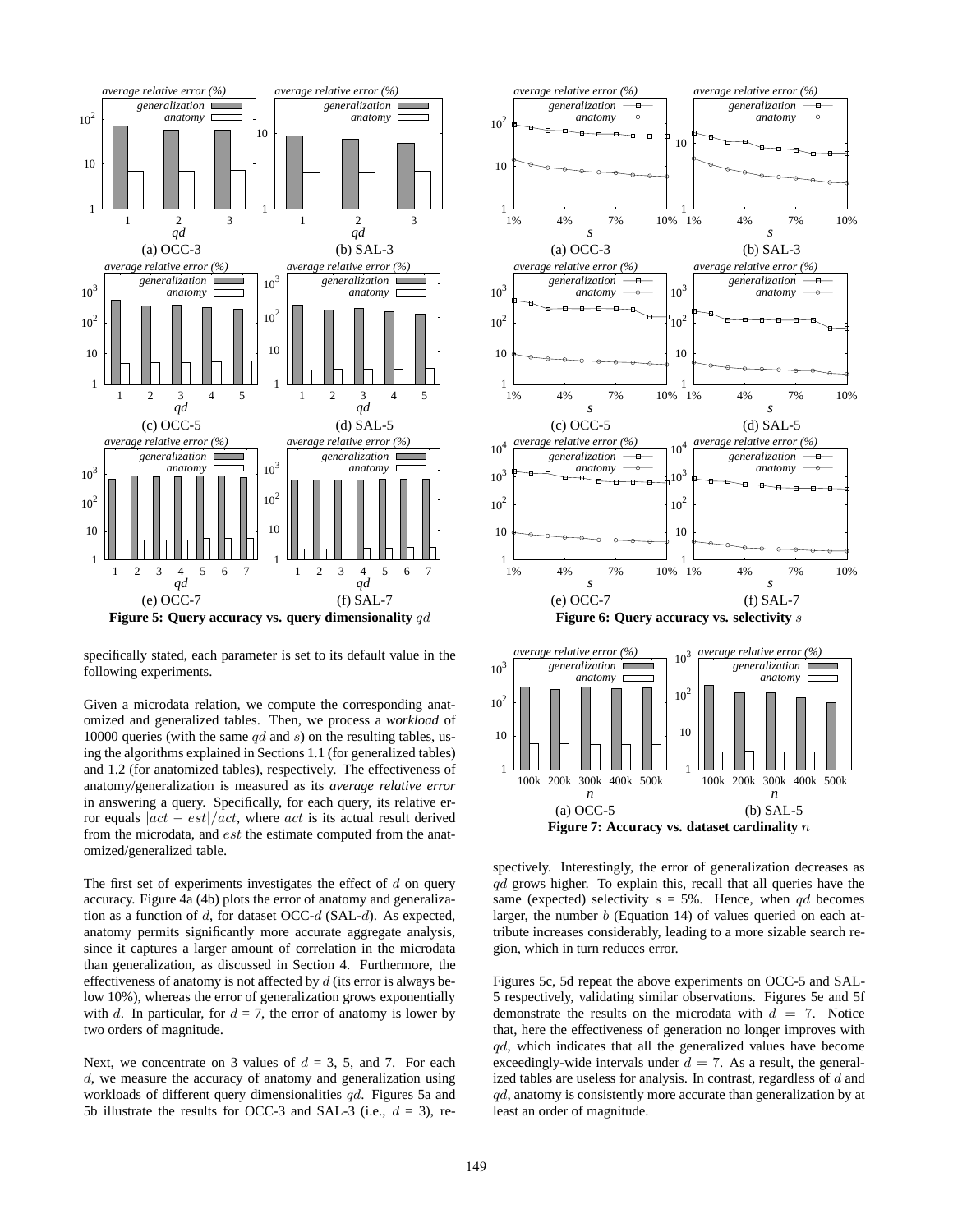Figure 5: Query accuracy vs. query dimensionality $qd$

Figure 6: Query accuracy vs. selectivity $s$

Figure 7: Accuracy vs. dataset cardinality $n$

specifically stated, each parameter is set to its default value in the following experiments.

Given a microdata relation, we compute the corresponding anatomized and generalized tables. Then, we process a *workload* of 10000 queries (with the same $qd$ and $s$) on the resulting tables, using the algorithms explained in Sections 1.1 (for generalized tables) and 1.2 (for anatomized tables), respectively. The effectiveness of anatomy/generalization is measured as its *average relative error* in answering a query. Specifically, for each query, its relative error equals $|act - est|/act$, where $act$ is its actual result derived from the microdata, and $est$ the estimate computed from the anatomized/generalized table.

The first set of experiments investigates the effect of $d$ on query accuracy. Figure 4a (4b) plots the error of anatomy and generalization as a function of $d$, for dataset OCC-$d$ (SAL-$d$). As expected, anatomy permits significantly more accurate aggregate analysis, since it captures a larger amount of correlation in the microdata than generalization, as discussed in Section 4. Furthermore, the effectiveness of anatomy is not affected by $d$ (its error is always below 10%), whereas the error of generalization grows exponentially with $d$. In particular, for $d$ = 7, the error of anatomy is lower by two orders of magnitude.

Next, we concentrate on 3 values of $d$ = 3, 5, and 7. For each $d$, we measure the accuracy of anatomy and generalization using workloads of different query dimensionalities $qd$. Figures 5a and 5b illustrate the results for OCC-3 and SAL-3 (i.e., $d$ = 3), respectively. Interestingly, the error of generalization decreases as $qd$ grows higher. To explain this, recall that all queries have the same (expected) selectivity $s$ = 5%. Hence, when $qd$ becomes larger, the number $b$ (Equation 14) of values queried on each attribute increases considerably, leading to a more sizable search region, which in turn reduces error.

Figures 5c, 5d repeat the above experiments on OCC-5 and SAL-5 respectively, validating similar observations. Figures 5e and 5f demonstrate the results on the microdata with $d$ = 7. Notice that, here the effectiveness of generation no longer improves with $qd$, which indicates that all the generalized values have become exceedingly-wide intervals under $d$ = 7. As a result, the generalized tables are useless for analysis. In contrast, regardless of $d$ and $qd$, anatomy is consistently more accurate than generalization by at least an order of magnitude.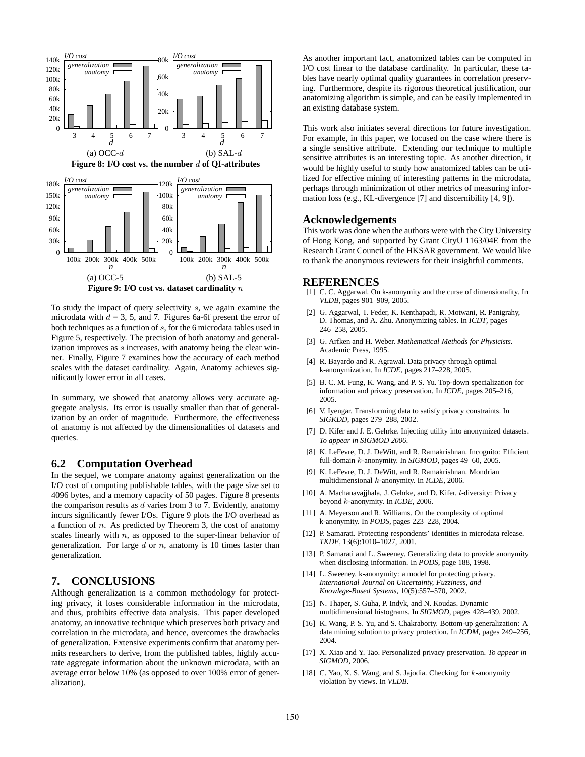I/O cost

140k
120k
100k
80k
60k
40k
20k
0

generalization
anatomy

3 4 5 6 7
d

(a) OCC-$d$

I/O cost

80k
60k
40k
20k
0

generalization
anatomy

3 4 5 6 7
d

(b) SAL-$d$

**Figure 8: I/O cost vs. the number $d$ of QI-attributes**

I/O cost

180k
150k
120k
90k
60k
30k
0

generalization
anatomy

100k 200k 300k 400k 500k
n

(a) OCC-5

I/O cost

120k
100k
80k
60k
40k
20k
0

generalization
anatomy

100k 200k 300k 400k 500k
n

(b) SAL-5

**Figure 9: I/O cost vs. dataset cardinality $n$**

To study the impact of query selectivity $s$, we again examine the microdata with $d$ = 3, 5, and 7. Figures 6a-6f present the error of both techniques as a function of $s$, for the 6 microdata tables used in Figure 5, respectively. The precision of both anatomy and generalization improves as $s$ increases, with anatomy being the clear winner. Finally, Figure 7 examines how the accuracy of each method scales with the dataset cardinality. Again, Anatomy achieves significantly lower error in all cases.

In summary, we showed that anatomy allows very accurate aggregate analysis. Its error is usually smaller than that of generalization by an order of magnitude. Furthermore, the effectiveness of anatomy is not affected by the dimensionalities of datasets and queries.

### 6.2 Computation Overhead

In the sequel, we compare anatomy against generalization on the I/O cost of computing publishable tables, with the page size set to 4096 bytes, and a memory capacity of 50 pages. Figure 8 presents the comparison results as $d$ varies from 3 to 7. Evidently, anatomy incurs significantly fewer I/Os. Figure 9 plots the I/O overhead as a function of $n$. As predicted by Theorem 3, the cost of anatomy scales linearly with $n$, as opposed to the super-linear behavior of generalization. For large $d$ or $n$, anatomy is 10 times faster than generalization.

## 7. CONCLUSIONS

Although generalization is a common methodology for protecting privacy, it loses considerable information in the microdata, and thus, prohibits effective data analysis. This paper developed anatomy, an innovative technique which preserves both privacy and correlation in the microdata, and hence, overcomes the drawbacks of generalization. Extensive experiments confirm that anatomy permits researchers to derive, from the published tables, highly accurate aggregate information about the unknown microdata, with an average error below 10% (as opposed to over 100% error of generalization).

As another important fact, anatomized tables can be computed in I/O cost linear to the database cardinality. In particular, these tables have nearly optimal quality guarantees in correlation preserving. Furthermore, despite its rigorous theoretical justification, our anatomizing algorithm is simple, and can be easily implemented in an existing database system.

This work also initiates several directions for future investigation. For example, in this paper, we focused on the case where there is a single sensitive attribute. Extending our technique to multiple sensitive attributes is an interesting topic. As another direction, it would be highly useful to study how anatomized tables can be utilized for effective mining of interesting patterns in the microdata, perhaps through minimization of other metrics of measuring information loss (e.g., KL-divergence [7] and discernibility [4, 9]).

## Acknowledgements

This work was done when the authors were with the City University of Hong Kong, and supported by Grant CityU 1163/04E from the Research Grant Council of the HKSAR government. We would like to thank the anonymous reviewers for their insightful comments.

## REFERENCES

[1] C. C. Aggarwal. On k-anonymity and the curse of dimensionality. In *VLDB*, pages 901–909, 2005.

[2] G. Aggarwal, T. Feder, K. Kenthapadi, R. Motwani, R. Panigrahy, D. Thomas, and A. Zhu. Anonymizing tables. In *ICDT*, pages 246–258, 2005.

[3] G. Arfken and H. Weber. *Mathematical Methods for Physicists*. Academic Press, 1995.

[4] R. Bayardo and R. Agrawal. Data privacy through optimal k-anonymization. In *ICDE*, pages 217–228, 2005.

[5] B. C. M. Fung, K. Wang, and P. S. Yu. Top-down specialization for information and privacy preservation. In *ICDE*, pages 205–216, 2005.

[6] V. Iyengar. Transforming data to satisfy privacy constraints. In *SIGKDD*, pages 279–288, 2002.

[7] D. Kifer and J. E. Gehrke. Injecting utility into anonymized datasets. *To appear in SIGMOD 2006*.

[8] K. LeFevre, D. J. DeWitt, and R. Ramakrishnan. Incognito: Efficient full-domain $k$-anonymity. In *SIGMOD*, pages 49–60, 2005.

[9] K. LeFevre, D. J. DeWitt, and R. Ramakrishnan. Mondrian multidimensional $k$-anonymity. In *ICDE*, 2006.

[10] A. Machanavajjhala, J. Gehrke, and D. Kifer. $l$-diversity: Privacy beyond $k$-anonymity. In *ICDE*, 2006.

[11] A. Meyerson and R. Williams. On the complexity of optimal k-anonymity. In *PODS*, pages 223–228, 2004.

[12] P. Samarati. Protecting respondents' identities in microdata release. *TKDE*, 13(6):1010–1027, 2001.

[13] P. Samarati and L. Sweeney. Generalizing data to provide anonymity when disclosing information. In *PODS*, page 188, 1998.

[14] L. Sweeney. k-anonymity: a model for protecting privacy. *International Journal on Uncertainty, Fuzziness, and Knowlege-Based Systems*, 10(5):557–570, 2002.

[15] N. Thaper, S. Guha, P. Indyk, and N. Koudas. Dynamic multidimensional histograms. In *SIGMOD*, pages 428–439, 2002.

[16] K. Wang, P. S. Yu, and S. Chakraborty. Bottom-up generalization: A data mining solution to privacy protection. In *ICDM*, pages 249–256, 2004.

[17] X. Xiao and Y. Tao. Personalized privacy preservation. *To appear in SIGMOD*, 2006.

[18] C. Yao, X. S. Wang, and S. Jajodia. Checking for $k$-anonymity violation by views. In *VLDB*.